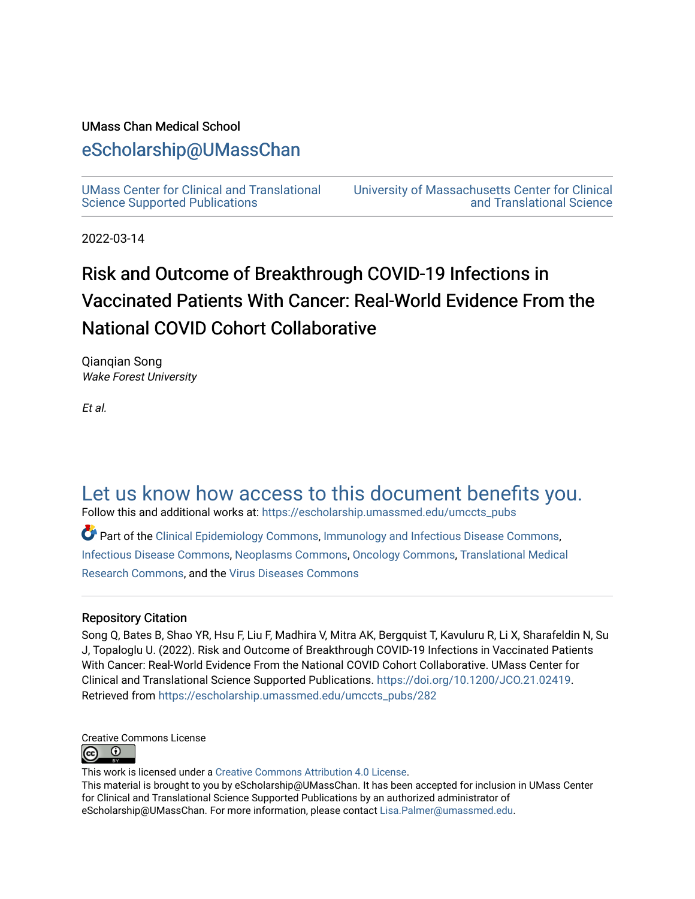UMass Chan Medical School

# eScholarship@UMassChan

UMass Center for Clinical and Translational Science Supported Publications | University of Massachusetts Center for Clinical and Translational Science

2022-03-14

# Risk and Outcome of Breakthrough COVID-19 Infections in Vaccinated Patients With Cancer: Real-World Evidence From the National COVID Cohort Collaborative

Qianqian Song
*Wake Forest University*

*Et al.*

## Let us know how access to this document benefits you.

Follow this and additional works at: https://escholarship.umassmed.edu/umccts_pubs

Part of the Clinical Epidemiology Commons, Immunology and Infectious Disease Commons, Infectious Disease Commons, Neoplasms Commons, Oncology Commons, Translational Medical Research Commons, and the Virus Diseases Commons

### Repository Citation

Song Q, Bates B, Shao YR, Hsu F, Liu F, Madhira V, Mitra AK, Bergquist T, Kavuluru R, Li X, Sharafeldin N, Su J, Topaloglu U. (2022). Risk and Outcome of Breakthrough COVID-19 Infections in Vaccinated Patients With Cancer: Real-World Evidence From the National COVID Cohort Collaborative. UMass Center for Clinical and Translational Science Supported Publications. https://doi.org/10.1200/JCO.21.02419. Retrieved from https://escholarship.umassmed.edu/umccts_pubs/282

Creative Commons License

This work is licensed under a Creative Commons Attribution 4.0 License.
This material is brought to you by eScholarship@UMassChan. It has been accepted for inclusion in UMass Center for Clinical and Translational Science Supported Publications by an authorized administrator of eScholarship@UMassChan. For more information, please contact Lisa.Palmer@umassmed.edu.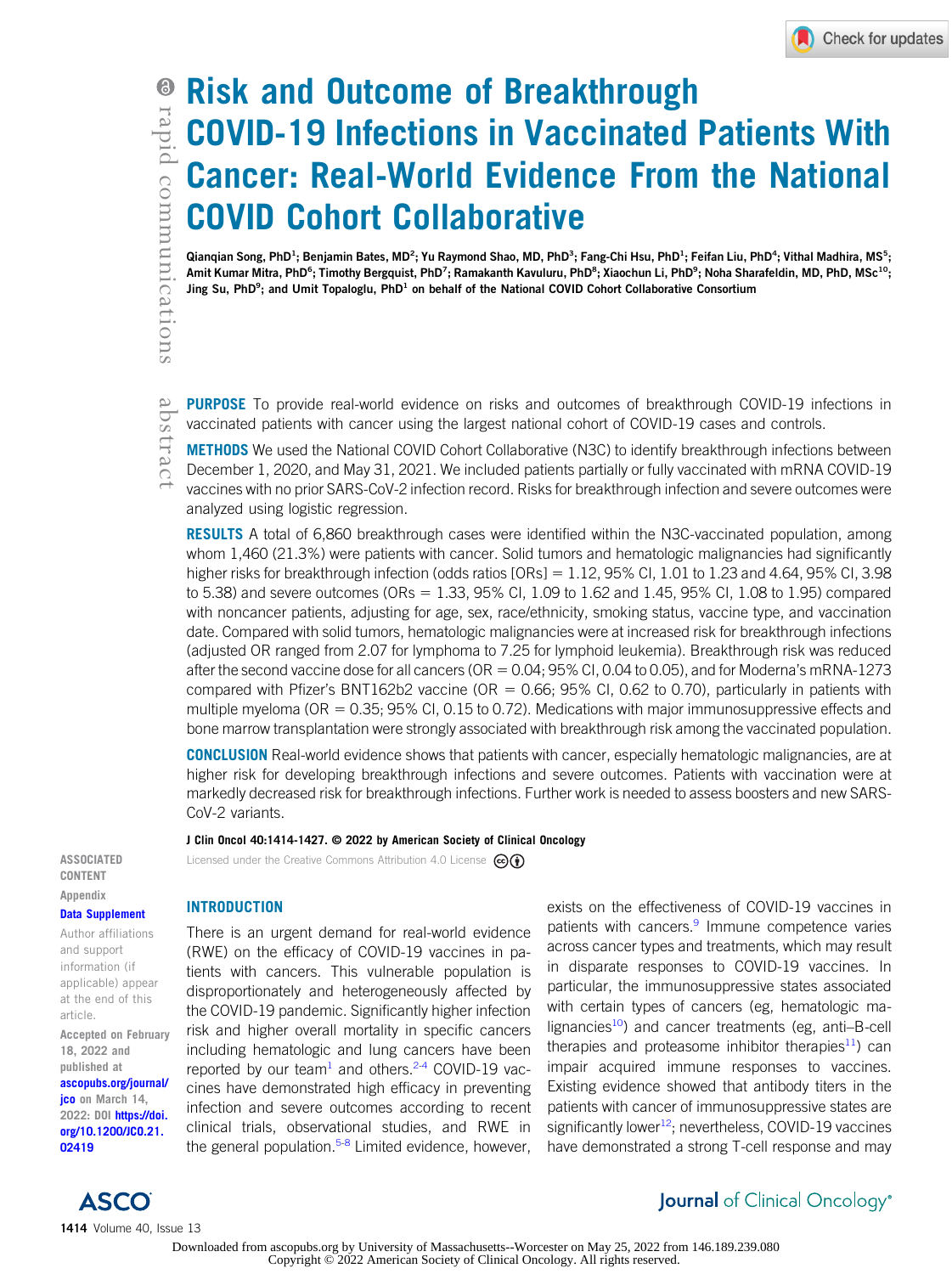# Risk and Outcome of Breakthrough COVID-19 Infections in Vaccinated Patients With Cancer: Real-World Evidence From the National COVID Cohort Collaborative

Qianqian Song, PhD[1]; Benjamin Bates, MD[2]; Yu Raymond Shao, MD, PhD[3]; Fang-Chi Hsu, PhD[1]; Feifan Liu, PhD[4]; Vithal Madhira, MS[5]; Amit Kumar Mitra, PhD[6]; Timothy Bergquist, PhD[7]; Ramakanth Kavuluru, PhD[8]; Xiaochun Li, PhD[9]; Noha Sharafeldin, MD, PhD, MSc[10]; Jing Su, PhD[9]; and Umit Topaloglu, PhD[1] on behalf of the National COVID Cohort Collaborative Consortium

rapid communications

abstract

**PURPOSE** To provide real-world evidence on risks and outcomes of breakthrough COVID-19 infections in vaccinated patients with cancer using the largest national cohort of COVID-19 cases and controls.

**METHODS** We used the National COVID Cohort Collaborative (N3C) to identify breakthrough infections between December 1, 2020, and May 31, 2021. We included patients partially or fully vaccinated with mRNA COVID-19 vaccines with no prior SARS-CoV-2 infection record. Risks for breakthrough infection and severe outcomes were analyzed using logistic regression.

**RESULTS** A total of 6,860 breakthrough cases were identified within the N3C-vaccinated population, among whom 1,460 (21.3%) were patients with cancer. Solid tumors and hematologic malignancies had significantly higher risks for breakthrough infection (odds ratios [ORs] = 1.12, 95% CI, 1.01 to 1.23 and 4.64, 95% CI, 3.98 to 5.38) and severe outcomes (ORs = 1.33, 95% CI, 1.09 to 1.62 and 1.45, 95% CI, 1.08 to 1.95) compared with noncancer patients, adjusting for age, sex, race/ethnicity, smoking status, vaccine type, and vaccination date. Compared with solid tumors, hematologic malignancies were at increased risk for breakthrough infections (adjusted OR ranged from 2.07 for lymphoma to 7.25 for lymphoid leukemia). Breakthrough risk was reduced after the second vaccine dose for all cancers (OR = 0.04; 95% CI, 0.04 to 0.05), and for Moderna's mRNA-1273 compared with Pfizer's BNT162b2 vaccine (OR = 0.66; 95% CI, 0.62 to 0.70), particularly in patients with multiple myeloma (OR = 0.35; 95% CI, 0.15 to 0.72). Medications with major immunosuppressive effects and bone marrow transplantation were strongly associated with breakthrough risk among the vaccinated population.

**CONCLUSION** Real-world evidence shows that patients with cancer, especially hematologic malignancies, are at higher risk for developing breakthrough infections and severe outcomes. Patients with vaccination were at markedly decreased risk for breakthrough infections. Further work is needed to assess boosters and new SARS-CoV-2 variants.

J Clin Oncol 40:1414-1427. © 2022 by American Society of Clinical Oncology

Licensed under the Creative Commons Attribution 4.0 License

ASSOCIATED CONTENT

Appendix

Data Supplement

Author affiliations and support information (if applicable) appear at the end of this article.

Accepted on February 18, 2022 and published at ascopubs.org/journal/jco on March 14, 2022: DOI https://doi.org/10.1200/JCO.21.02419

## INTRODUCTION

There is an urgent demand for real-world evidence (RWE) on the efficacy of COVID-19 vaccines in patients with cancers. This vulnerable population is disproportionately and heterogeneously affected by the COVID-19 pandemic. Significantly higher infection risk and higher overall mortality in specific cancers including hematologic and lung cancers have been reported by our team[1] and others.[2-4] COVID-19 vaccines have demonstrated high efficacy in preventing infection and severe outcomes according to recent clinical trials, observational studies, and RWE in the general population.[5-8] Limited evidence, however, exists on the effectiveness of COVID-19 vaccines in patients with cancers.[9] Immune competence varies across cancer types and treatments, which may result in disparate responses to COVID-19 vaccines. In particular, the immunosuppressive states associated with certain types of cancers (eg, hematologic malignancies[10]) and cancer treatments (eg, anti–B-cell therapies and proteasome inhibitor therapies[11]) can impair acquired immune responses to vaccines. Existing evidence showed that antibody titers in the patients with cancer of immunosuppressive states are significantly lower[12]; nevertheless, COVID-19 vaccines have demonstrated a strong T-cell response and may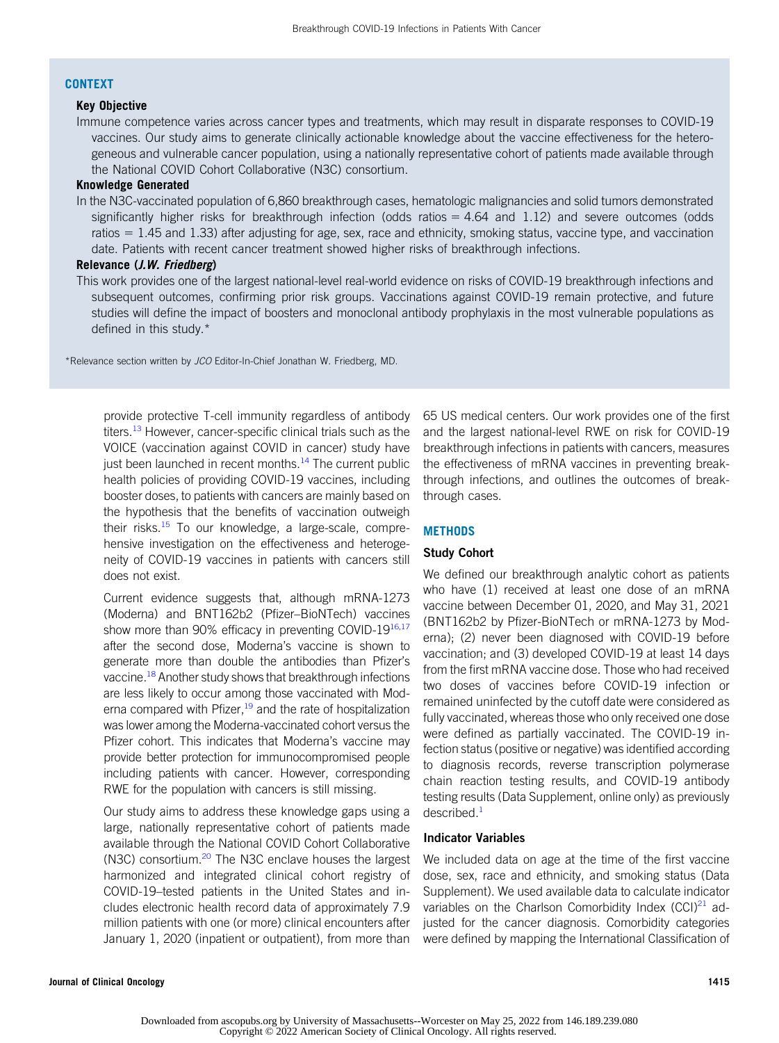## CONTEXT

### Key Objective

Immune competence varies across cancer types and treatments, which may result in disparate responses to COVID-19 vaccines. Our study aims to generate clinically actionable knowledge about the vaccine effectiveness for the heterogeneous and vulnerable cancer population, using a nationally representative cohort of patients made available through the National COVID Cohort Collaborative (N3C) consortium.

### Knowledge Generated

In the N3C-vaccinated population of 6,860 breakthrough cases, hematologic malignancies and solid tumors demonstrated significantly higher risks for breakthrough infection (odds ratios = 4.64 and 1.12) and severe outcomes (odds ratios = 1.45 and 1.33) after adjusting for age, sex, race and ethnicity, smoking status, vaccine type, and vaccination date. Patients with recent cancer treatment showed higher risks of breakthrough infections.

### Relevance (*J.W. Friedberg*)

This work provides one of the largest national-level real-world evidence on risks of COVID-19 breakthrough infections and subsequent outcomes, confirming prior risk groups. Vaccinations against COVID-19 remain protective, and future studies will define the impact of boosters and monoclonal antibody prophylaxis in the most vulnerable populations as defined in this study.*

*Relevance section written by *JCO* Editor-In-Chief Jonathan W. Friedberg, MD.

provide protective T-cell immunity regardless of antibody titers.[13] However, cancer-specific clinical trials such as the VOICE (vaccination against COVID in cancer) study have just been launched in recent months.[14] The current public health policies of providing COVID-19 vaccines, including booster doses, to patients with cancers are mainly based on the hypothesis that the benefits of vaccination outweigh their risks.[15] To our knowledge, a large-scale, comprehensive investigation on the effectiveness and heterogeneity of COVID-19 vaccines in patients with cancers still does not exist.

Current evidence suggests that, although mRNA-1273 (Moderna) and BNT162b2 (Pfizer–BioNTech) vaccines show more than 90% efficacy in preventing COVID-19[16,17] after the second dose, Moderna's vaccine is shown to generate more than double the antibodies than Pfizer's vaccine.[18] Another study shows that breakthrough infections are less likely to occur among those vaccinated with Moderna compared with Pfizer,[19] and the rate of hospitalization was lower among the Moderna-vaccinated cohort versus the Pfizer cohort. This indicates that Moderna's vaccine may provide better protection for immunocompromised people including patients with cancer. However, corresponding RWE for the population with cancers is still missing.

Our study aims to address these knowledge gaps using a large, nationally representative cohort of patients made available through the National COVID Cohort Collaborative (N3C) consortium.[20] The N3C enclave houses the largest harmonized and integrated clinical cohort registry of COVID-19–tested patients in the United States and includes electronic health record data of approximately 7.9 million patients with one (or more) clinical encounters after January 1, 2020 (inpatient or outpatient), from more than 65 US medical centers. Our work provides one of the first and the largest national-level RWE on risk for COVID-19 breakthrough infections in patients with cancers, measures the effectiveness of mRNA vaccines in preventing breakthrough infections, and outlines the outcomes of breakthrough cases.

## METHODS

### Study Cohort

We defined our breakthrough analytic cohort as patients who have (1) received at least one dose of an mRNA vaccine between December 01, 2020, and May 31, 2021 (BNT162b2 by Pfizer-BioNTech or mRNA-1273 by Moderna); (2) never been diagnosed with COVID-19 before vaccination; and (3) developed COVID-19 at least 14 days from the first mRNA vaccine dose. Those who had received two doses of vaccines before COVID-19 infection or remained uninfected by the cutoff date were considered as fully vaccinated, whereas those who only received one dose were defined as partially vaccinated. The COVID-19 infection status (positive or negative) was identified according to diagnosis records, reverse transcription polymerase chain reaction testing results, and COVID-19 antibody testing results (Data Supplement, online only) as previously described.[1]

### Indicator Variables

We included data on age at the time of the first vaccine dose, sex, race and ethnicity, and smoking status (Data Supplement). We used available data to calculate indicator variables on the Charlson Comorbidity Index (CCI)[21] adjusted for the cancer diagnosis. Comorbidity categories were defined by mapping the International Classification of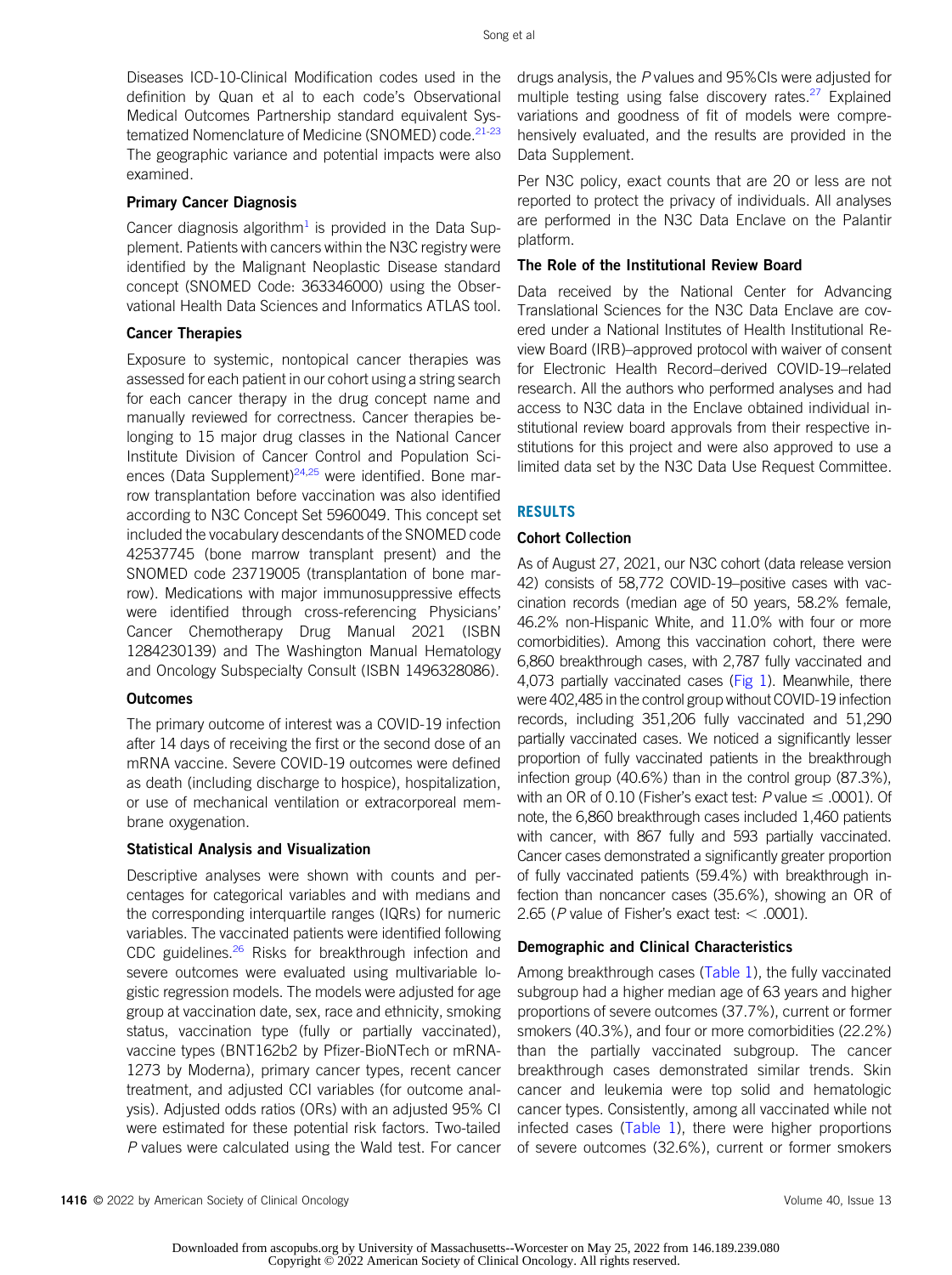Diseases ICD-10-Clinical Modification codes used in the definition by Quan et al to each code's Observational Medical Outcomes Partnership standard equivalent Systematized Nomenclature of Medicine (SNOMED) code.[21-23] The geographic variance and potential impacts were also examined.

### Primary Cancer Diagnosis

Cancer diagnosis algorithm[1] is provided in the Data Supplement. Patients with cancers within the N3C registry were identified by the Malignant Neoplastic Disease standard concept (SNOMED Code: 363346000) using the Observational Health Data Sciences and Informatics ATLAS tool.

### Cancer Therapies

Exposure to systemic, nontopical cancer therapies was assessed for each patient in our cohort using a string search for each cancer therapy in the drug concept name and manually reviewed for correctness. Cancer therapies belonging to 15 major drug classes in the National Cancer Institute Division of Cancer Control and Population Sciences (Data Supplement)[24,25] were identified. Bone marrow transplantation before vaccination was also identified according to N3C Concept Set 5960049. This concept set included the vocabulary descendants of the SNOMED code 42537745 (bone marrow transplant present) and the SNOMED code 23719005 (transplantation of bone marrow). Medications with major immunosuppressive effects were identified through cross-referencing Physicians' Cancer Chemotherapy Drug Manual 2021 (ISBN 1284230139) and The Washington Manual Hematology and Oncology Subspecialty Consult (ISBN 1496328086).

### Outcomes

The primary outcome of interest was a COVID-19 infection after 14 days of receiving the first or the second dose of an mRNA vaccine. Severe COVID-19 outcomes were defined as death (including discharge to hospice), hospitalization, or use of mechanical ventilation or extracorporeal membrane oxygenation.

### Statistical Analysis and Visualization

Descriptive analyses were shown with counts and percentages for categorical variables and with medians and the corresponding interquartile ranges (IQRs) for numeric variables. The vaccinated patients were identified following CDC guidelines.[26] Risks for breakthrough infection and severe outcomes were evaluated using multivariable logistic regression models. The models were adjusted for age group at vaccination date, sex, race and ethnicity, smoking status, vaccination type (fully or partially vaccinated), vaccine types (BNT162b2 by Pfizer-BioNTech or mRNA-1273 by Moderna), primary cancer types, recent cancer treatment, and adjusted CCI variables (for outcome analysis). Adjusted odds ratios (ORs) with an adjusted 95% CI were estimated for these potential risk factors. Two-tailed *P* values were calculated using the Wald test. For cancer drugs analysis, the *P* values and 95%CIs were adjusted for multiple testing using false discovery rates.[27] Explained variations and goodness of fit of models were comprehensively evaluated, and the results are provided in the Data Supplement.

Per N3C policy, exact counts that are 20 or less are not reported to protect the privacy of individuals. All analyses are performed in the N3C Data Enclave on the Palantir platform.

### The Role of the Institutional Review Board

Data received by the National Center for Advancing Translational Sciences for the N3C Data Enclave are covered under a National Institutes of Health Institutional Review Board (IRB)–approved protocol with waiver of consent for Electronic Health Record–derived COVID-19–related research. All the authors who performed analyses and had access to N3C data in the Enclave obtained individual institutional review board approvals from their respective institutions for this project and were also approved to use a limited data set by the N3C Data Use Request Committee.

## RESULTS

### Cohort Collection

As of August 27, 2021, our N3C cohort (data release version 42) consists of 58,772 COVID-19–positive cases with vaccination records (median age of 50 years, 58.2% female, 46.2% non-Hispanic White, and 11.0% with four or more comorbidities). Among this vaccination cohort, there were 6,860 breakthrough cases, with 2,787 fully vaccinated and 4,073 partially vaccinated cases (Fig 1). Meanwhile, there were 402,485 in the control group without COVID-19 infection records, including 351,206 fully vaccinated and 51,290 partially vaccinated cases. We noticed a significantly lesser proportion of fully vaccinated patients in the breakthrough infection group (40.6%) than in the control group (87.3%), with an OR of 0.10 (Fisher's exact test: *P* value ≤ .0001). Of note, the 6,860 breakthrough cases included 1,460 patients with cancer, with 867 fully and 593 partially vaccinated. Cancer cases demonstrated a significantly greater proportion of fully vaccinated patients (59.4%) with breakthrough infection than noncancer cases (35.6%), showing an OR of 2.65 (*P* value of Fisher's exact test: < .0001).

### Demographic and Clinical Characteristics

Among breakthrough cases (Table 1), the fully vaccinated subgroup had a higher median age of 63 years and higher proportions of severe outcomes (37.7%), current or former smokers (40.3%), and four or more comorbidities (22.2%) than the partially vaccinated subgroup. The cancer breakthrough cases demonstrated similar trends. Skin cancer and leukemia were top solid and hematologic cancer types. Consistently, among all vaccinated while not infected cases (Table 1), there were higher proportions of severe outcomes (32.6%), current or former smokers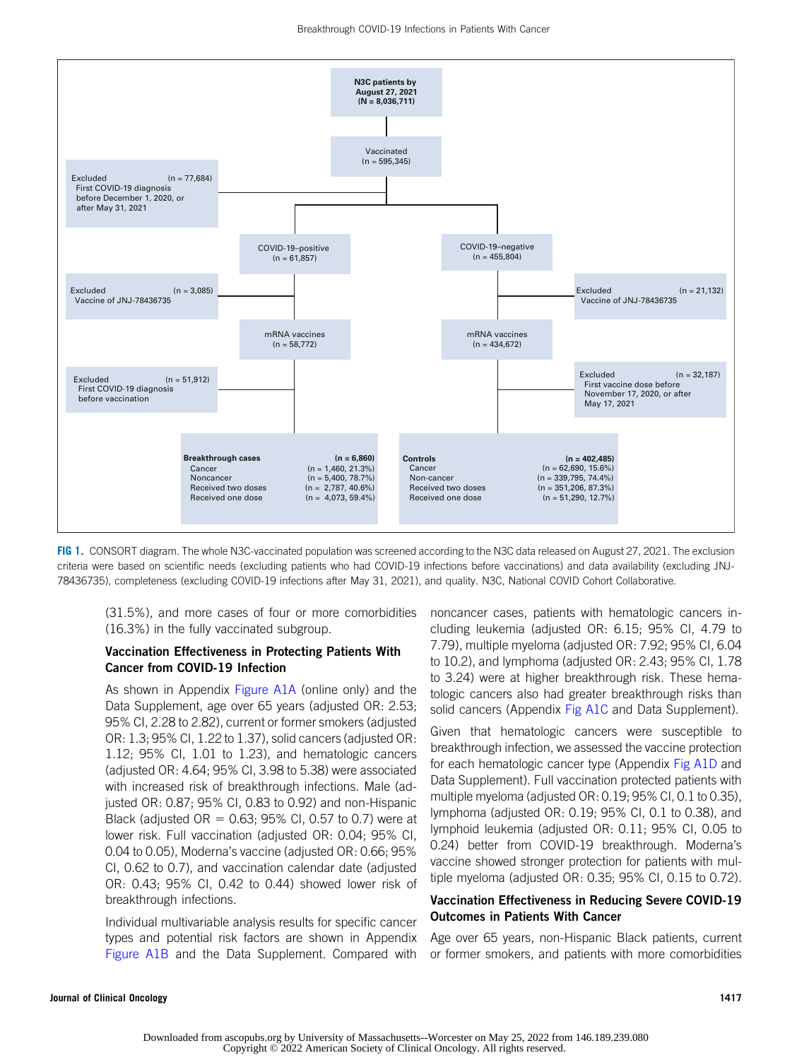N3C patients by August 27, 2021 (N = 8,036,711)

Vaccinated (n = 595,345)

Excluded (n = 77,684)
First COVID-19 diagnosis before December 1, 2020, or after May 31, 2021

COVID-19–positive (n = 61,857)

COVID-19–negative (n = 455,804)

Excluded (n = 3,085)
Vaccine of JNJ-78436735

Excluded (n = 21,132)
Vaccine of JNJ-78436735

mRNA vaccines (n = 58,772)

mRNA vaccines (n = 434,672)

Excluded (n = 51,912)
First COVID-19 diagnosis before vaccination

Excluded (n = 32,187)
First vaccine dose before November 17, 2020, or after May 17, 2021

| Breakthrough cases | (n = 6,860) |
|---|---|
| Cancer | (n = 1,460, 21.3%) |
| Noncancer | (n = 5,400, 78.7%) |
| Received two doses | (n = 2,787, 40.6%) |
| Received one dose | (n = 4,073, 59.4%) |

| Controls | (n = 402,485) |
|---|---|
| Cancer | (n = 62,690, 15.6%) |
| Non-cancer | (n = 339,795, 74.4%) |
| Received two doses | (n = 351,206, 87.3%) |
| Received one dose | (n = 51,290, 12.7%) |

**FIG 1.** CONSORT diagram. The whole N3C-vaccinated population was screened according to the N3C data released on August 27, 2021. The exclusion criteria were based on scientific needs (excluding patients who had COVID-19 infections before vaccinations) and data availability (excluding JNJ-78436735), completeness (excluding COVID-19 infections after May 31, 2021), and quality. N3C, National COVID Cohort Collaborative.

(31.5%), and more cases of four or more comorbidities (16.3%) in the fully vaccinated subgroup.

### Vaccination Effectiveness in Protecting Patients With Cancer from COVID-19 Infection

As shown in Appendix Figure A1A (online only) and the Data Supplement, age over 65 years (adjusted OR: 2.53; 95% CI, 2.28 to 2.82), current or former smokers (adjusted OR: 1.3; 95% CI, 1.22 to 1.37), solid cancers (adjusted OR: 1.12; 95% CI, 1.01 to 1.23), and hematologic cancers (adjusted OR: 4.64; 95% CI, 3.98 to 5.38) were associated with increased risk of breakthrough infections. Male (adjusted OR: 0.87; 95% CI, 0.83 to 0.92) and non-Hispanic Black (adjusted OR = 0.63; 95% CI, 0.57 to 0.7) were at lower risk. Full vaccination (adjusted OR: 0.04; 95% CI, 0.04 to 0.05), Moderna's vaccine (adjusted OR: 0.66; 95% CI, 0.62 to 0.7), and vaccination calendar date (adjusted OR: 0.43; 95% CI, 0.42 to 0.44) showed lower risk of breakthrough infections.

Individual multivariable analysis results for specific cancer types and potential risk factors are shown in Appendix Figure A1B and the Data Supplement. Compared with noncancer cases, patients with hematologic cancers including leukemia (adjusted OR: 6.15; 95% CI, 4.79 to 7.79), multiple myeloma (adjusted OR: 7.92; 95% CI, 6.04 to 10.2), and lymphoma (adjusted OR: 2.43; 95% CI, 1.78 to 3.24) were at higher breakthrough risk. These hematologic cancers also had greater breakthrough risks than solid cancers (Appendix Fig A1C and Data Supplement).

Given that hematologic cancers were susceptible to breakthrough infection, we assessed the vaccine protection for each hematologic cancer type (Appendix Fig A1D and Data Supplement). Full vaccination protected patients with multiple myeloma (adjusted OR: 0.19; 95% CI, 0.1 to 0.35), lymphoma (adjusted OR: 0.19; 95% CI, 0.1 to 0.38), and lymphoid leukemia (adjusted OR: 0.11; 95% CI, 0.05 to 0.24) better from COVID-19 breakthrough. Moderna's vaccine showed stronger protection for patients with multiple myeloma (adjusted OR: 0.35; 95% CI, 0.15 to 0.72).

### Vaccination Effectiveness in Reducing Severe COVID-19 Outcomes in Patients With Cancer

Age over 65 years, non-Hispanic Black patients, current or former smokers, and patients with more comorbidities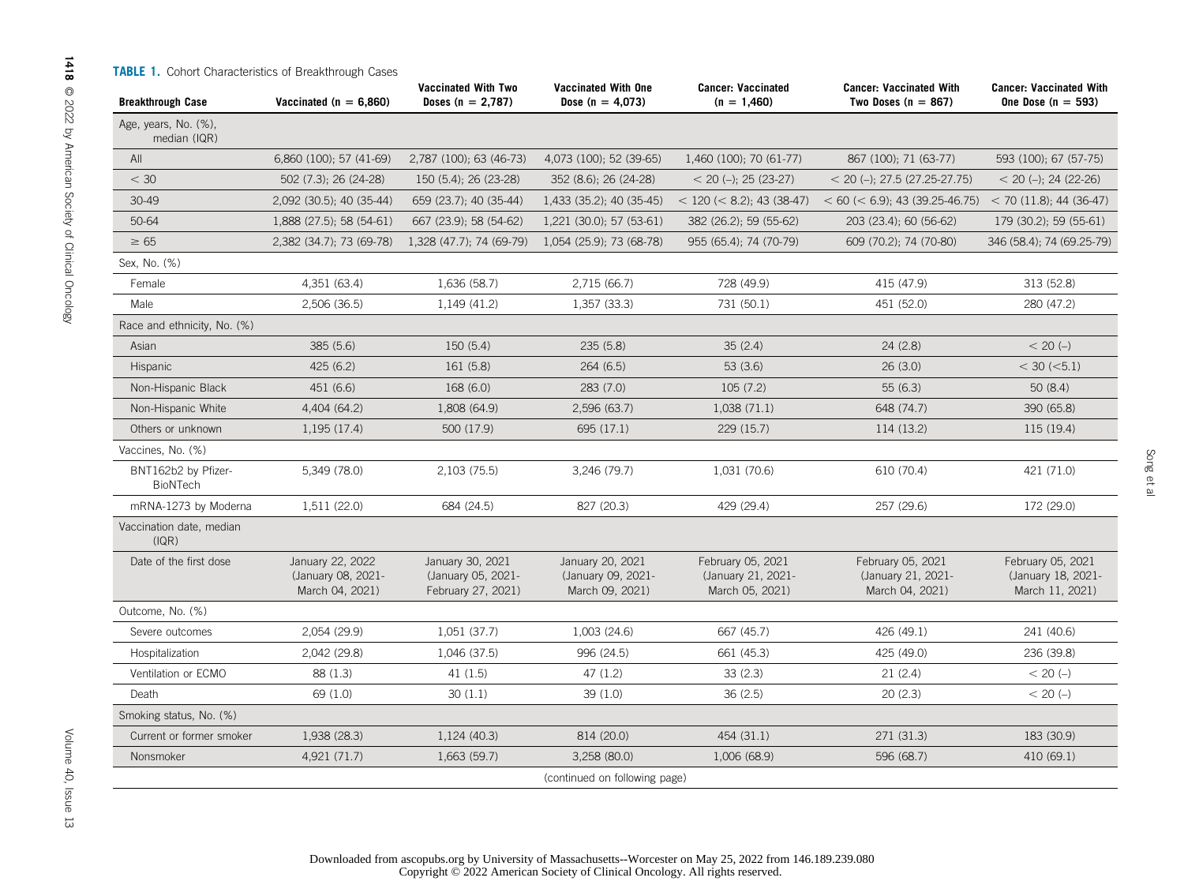**TABLE 1.** Cohort Characteristics of Breakthrough Cases

| Breakthrough Case | Vaccinated (n = 6,860) | Vaccinated With Two Doses (n = 2,787) | Vaccinated With One Dose (n = 4,073) | Cancer: Vaccinated (n = 1,460) | Cancer: Vaccinated With Two Doses (n = 867) | Cancer: Vaccinated With One Dose (n = 593) |
|---|---|---|---|---|---|---|
| Age, years, No. (%), median (IQR) | | | | | | |
| All | 6,860 (100); 57 (41-69) | 2,787 (100); 63 (46-73) | 4,073 (100); 52 (39-65) | 1,460 (100); 70 (61-77) | 867 (100); 71 (63-77) | 593 (100); 67 (57-75) |
| < 30 | 502 (7.3); 26 (24-28) | 150 (5.4); 26 (23-28) | 352 (8.6); 26 (24-28) | < 20 (–); 25 (23-27) | < 20 (–); 27.5 (27.25-27.75) | < 20 (–); 24 (22-26) |
| 30-49 | 2,092 (30.5); 40 (35-44) | 659 (23.7); 40 (35-44) | 1,433 (35.2); 40 (35-45) | < 120 (< 8.2); 43 (38-47) | < 60 (< 6.9); 43 (39.25-46.75) | < 70 (11.8); 44 (36-47) |
| 50-64 | 1,888 (27.5); 58 (54-61) | 667 (23.9); 58 (54-62) | 1,221 (30.0); 57 (53-61) | 382 (26.2); 59 (55-62) | 203 (23.4); 60 (56-62) | 179 (30.2); 59 (55-61) |
| ≥ 65 | 2,382 (34.7); 73 (69-78) | 1,328 (47.7); 74 (69-79) | 1,054 (25.9); 73 (68-78) | 955 (65.4); 74 (70-79) | 609 (70.2); 74 (70-80) | 346 (58.4); 74 (69.25-79) |
| Sex, No. (%) | | | | | | |
| Female | 4,351 (63.4) | 1,636 (58.7) | 2,715 (66.7) | 728 (49.9) | 415 (47.9) | 313 (52.8) |
| Male | 2,506 (36.5) | 1,149 (41.2) | 1,357 (33.3) | 731 (50.1) | 451 (52.0) | 280 (47.2) |
| Race and ethnicity, No. (%) | | | | | | |
| Asian | 385 (5.6) | 150 (5.4) | 235 (5.8) | 35 (2.4) | 24 (2.8) | < 20 (–) |
| Hispanic | 425 (6.2) | 161 (5.8) | 264 (6.5) | 53 (3.6) | 26 (3.0) | < 30 (<5.1) |
| Non-Hispanic Black | 451 (6.6) | 168 (6.0) | 283 (7.0) | 105 (7.2) | 55 (6.3) | 50 (8.4) |
| Non-Hispanic White | 4,404 (64.2) | 1,808 (64.9) | 2,596 (63.7) | 1,038 (71.1) | 648 (74.7) | 390 (65.8) |
| Others or unknown | 1,195 (17.4) | 500 (17.9) | 695 (17.1) | 229 (15.7) | 114 (13.2) | 115 (19.4) |
| Vaccines, No. (%) | | | | | | |
| BNT162b2 by Pfizer-BioNTech | 5,349 (78.0) | 2,103 (75.5) | 3,246 (79.7) | 1,031 (70.6) | 610 (70.4) | 421 (71.0) |
| mRNA-1273 by Moderna | 1,511 (22.0) | 684 (24.5) | 827 (20.3) | 429 (29.4) | 257 (29.6) | 172 (29.0) |
| Vaccination date, median (IQR) | | | | | | |
| Date of the first dose | January 22, 2022 (January 08, 2021-March 04, 2021) | January 30, 2021 (January 05, 2021-February 27, 2021) | January 20, 2021 (January 09, 2021-March 09, 2021) | February 05, 2021 (January 21, 2021-March 05, 2021) | February 05, 2021 (January 21, 2021-March 04, 2021) | February 05, 2021 (January 18, 2021-March 11, 2021) |
| Outcome, No. (%) | | | | | | |
| Severe outcomes | 2,054 (29.9) | 1,051 (37.7) | 1,003 (24.6) | 667 (45.7) | 426 (49.1) | 241 (40.6) |
| Hospitalization | 2,042 (29.8) | 1,046 (37.5) | 996 (24.5) | 661 (45.3) | 425 (49.0) | 236 (39.8) |
| Ventilation or ECMO | 88 (1.3) | 41 (1.5) | 47 (1.2) | 33 (2.3) | 21 (2.4) | < 20 (–) |
| Death | 69 (1.0) | 30 (1.1) | 39 (1.0) | 36 (2.5) | 20 (2.3) | < 20 (–) |
| Smoking status, No. (%) | | | | | | |
| Current or former smoker | 1,938 (28.3) | 1,124 (40.3) | 814 (20.0) | 454 (31.1) | 271 (31.3) | 183 (30.9) |
| Nonsmoker | 4,921 (71.7) | 1,663 (59.7) | 3,258 (80.0) | 1,006 (68.9) | 596 (68.7) | 410 (69.1) |

(continued on following page)

Downloaded from ascopubs.org by University of Massachusetts--Worcester on May 25, 2022 from 146.189.239.080
Copyright © 2022 American Society of Clinical Oncology. All rights reserved.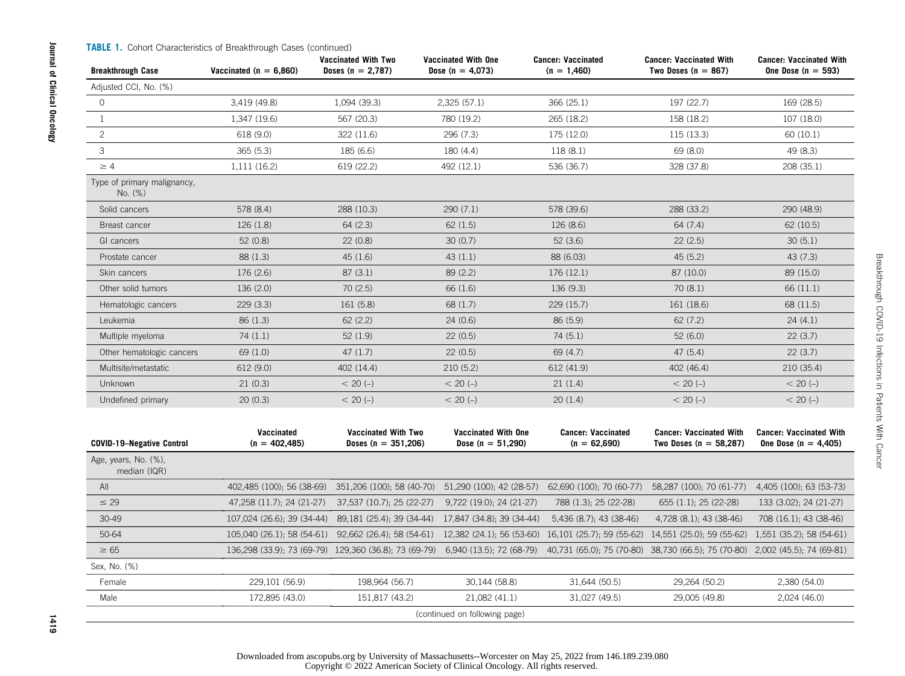**TABLE 1.** Cohort Characteristics of Breakthrough Cases (continued)

| Breakthrough Case | Vaccinated (n = 6,860) | Vaccinated With Two Doses (n = 2,787) | Vaccinated With One Dose (n = 4,073) | Cancer: Vaccinated (n = 1,460) | Cancer: Vaccinated With Two Doses (n = 867) | Cancer: Vaccinated With One Dose (n = 593) |
|---|---|---|---|---|---|---|
| Adjusted CCI, No. (%) | | | | | | |
| 0 | 3,419 (49.8) | 1,094 (39.3) | 2,325 (57.1) | 366 (25.1) | 197 (22.7) | 169 (28.5) |
| 1 | 1,347 (19.6) | 567 (20.3) | 780 (19.2) | 265 (18.2) | 158 (18.2) | 107 (18.0) |
| 2 | 618 (9.0) | 322 (11.6) | 296 (7.3) | 175 (12.0) | 115 (13.3) | 60 (10.1) |
| 3 | 365 (5.3) | 185 (6.6) | 180 (4.4) | 118 (8.1) | 69 (8.0) | 49 (8.3) |
| ≥ 4 | 1,111 (16.2) | 619 (22.2) | 492 (12.1) | 536 (36.7) | 328 (37.8) | 208 (35.1) |
| Type of primary malignancy, No. (%) | | | | | | |
| Solid cancers | 578 (8.4) | 288 (10.3) | 290 (7.1) | 578 (39.6) | 288 (33.2) | 290 (48.9) |
| Breast cancer | 126 (1.8) | 64 (2.3) | 62 (1.5) | 126 (8.6) | 64 (7.4) | 62 (10.5) |
| GI cancers | 52 (0.8) | 22 (0.8) | 30 (0.7) | 52 (3.6) | 22 (2.5) | 30 (5.1) |
| Prostate cancer | 88 (1.3) | 45 (1.6) | 43 (1.1) | 88 (6.03) | 45 (5.2) | 43 (7.3) |
| Skin cancers | 176 (2.6) | 87 (3.1) | 89 (2.2) | 176 (12.1) | 87 (10.0) | 89 (15.0) |
| Other solid tumors | 136 (2.0) | 70 (2.5) | 66 (1.6) | 136 (9.3) | 70 (8.1) | 66 (11.1) |
| Hematologic cancers | 229 (3.3) | 161 (5.8) | 68 (1.7) | 229 (15.7) | 161 (18.6) | 68 (11.5) |
| Leukemia | 86 (1.3) | 62 (2.2) | 24 (0.6) | 86 (5.9) | 62 (7.2) | 24 (4.1) |
| Multiple myeloma | 74 (1.1) | 52 (1.9) | 22 (0.5) | 74 (5.1) | 52 (6.0) | 22 (3.7) |
| Other hematologic cancers | 69 (1.0) | 47 (1.7) | 22 (0.5) | 69 (4.7) | 47 (5.4) | 22 (3.7) |
| Multisite/metastatic | 612 (9.0) | 402 (14.4) | 210 (5.2) | 612 (41.9) | 402 (46.4) | 210 (35.4) |
| Unknown | 21 (0.3) | < 20 (–) | < 20 (–) | 21 (1.4) | < 20 (–) | < 20 (–) |
| Undefined primary | 20 (0.3) | < 20 (–) | < 20 (–) | 20 (1.4) | < 20 (–) | < 20 (–) |
| **COVID-19–Negative Control** | **Vaccinated (n = 402,485)** | **Vaccinated With Two Doses (n = 351,206)** | **Vaccinated With One Dose (n = 51,290)** | **Cancer: Vaccinated (n = 62,690)** | **Cancer: Vaccinated With Two Doses (n = 58,287)** | **Cancer: Vaccinated With One Dose (n = 4,405)** |
| Age, years, No. (%), median (IQR) | | | | | | |
| All | 402,485 (100); 56 (38-69) | 351,206 (100); 58 (40-70) | 51,290 (100); 42 (28-57) | 62,690 (100); 70 (60-77) | 58,287 (100); 70 (61-77) | 4,405 (100); 63 (53-73) |
| ≤ 29 | 47,258 (11.7); 24 (21-27) | 37,537 (10.7); 25 (22-27) | 9,722 (19.0); 24 (21-27) | 788 (1.3); 25 (22-28) | 655 (1.1); 25 (22-28) | 133 (3.02); 24 (21-27) |
| 30-49 | 107,024 (26.6); 39 (34-44) | 89,181 (25.4); 39 (34-44) | 17,847 (34.8); 39 (34-44) | 5,436 (8.7); 43 (38-46) | 4,728 (8.1); 43 (38-46) | 708 (16.1); 43 (38-46) |
| 50-64 | 105,040 (26.1); 58 (54-61) | 92,662 (26.4); 58 (54-61) | 12,382 (24.1); 56 (53-60) | 16,101 (25.7); 59 (55-62) | 14,551 (25.0); 59 (55-62) | 1,551 (35.2); 58 (54-61) |
| ≥ 65 | 136,298 (33.9); 73 (69-79) | 129,360 (36.8); 73 (69-79) | 6,940 (13.5); 72 (68-79) | 40,731 (65.0); 75 (70-80) | 38,730 (66.5); 75 (70-80) | 2,002 (45.5); 74 (69-81) |
| Sex, No. (%) | | | | | | |
| Female | 229,101 (56.9) | 198,964 (56.7) | 30,144 (58.8) | 31,644 (50.5) | 29,264 (50.2) | 2,380 (54.0) |
| Male | 172,895 (43.0) | 151,817 (43.2) | 21,082 (41.1) | 31,027 (49.5) | 29,005 (49.8) | 2,024 (46.0) |

(continued on following page)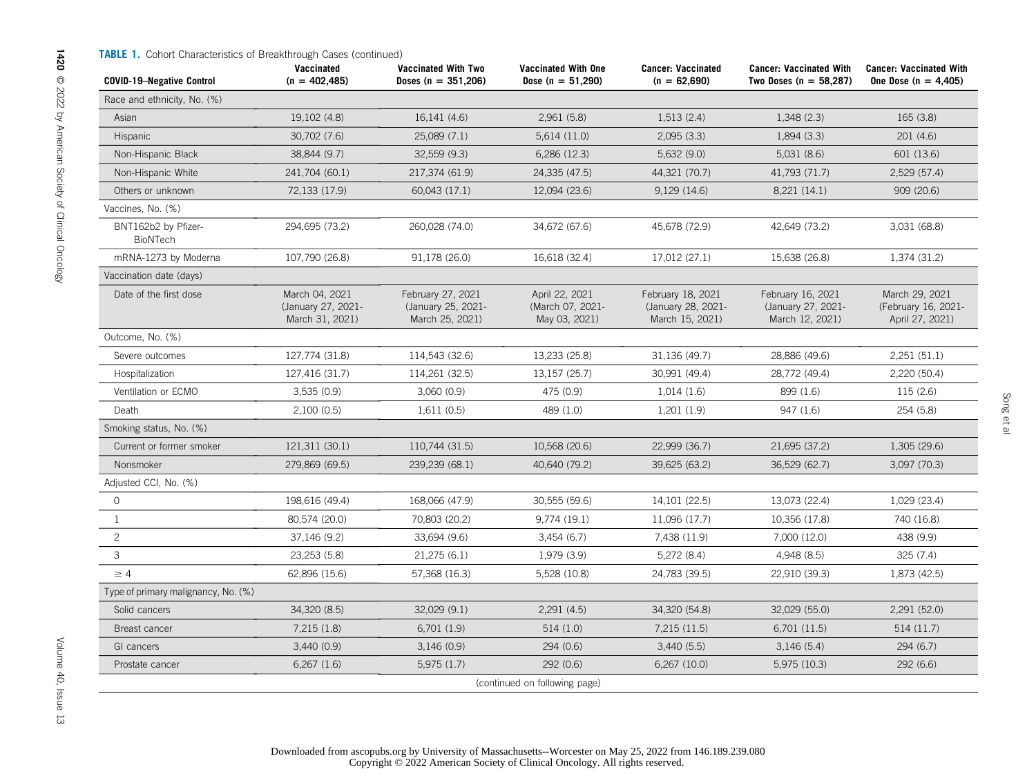**TABLE 1.** Cohort Characteristics of Breakthrough Cases (continued)

| COVID-19–Negative Control | Vaccinated (n = 402,485) | Vaccinated With Two Doses (n = 351,206) | Vaccinated With One Dose (n = 51,290) | Cancer: Vaccinated (n = 62,690) | Cancer: Vaccinated With Two Doses (n = 58,287) | Cancer: Vaccinated With One Dose (n = 4,405) |
|---|---|---|---|---|---|---|
| Race and ethnicity, No. (%) | | | | | | |
| Asian | 19,102 (4.8) | 16,141 (4.6) | 2,961 (5.8) | 1,513 (2.4) | 1,348 (2.3) | 165 (3.8) |
| Hispanic | 30,702 (7.6) | 25,089 (7.1) | 5,614 (11.0) | 2,095 (3.3) | 1,894 (3.3) | 201 (4.6) |
| Non-Hispanic Black | 38,844 (9.7) | 32,559 (9.3) | 6,286 (12.3) | 5,632 (9.0) | 5,031 (8.6) | 601 (13.6) |
| Non-Hispanic White | 241,704 (60.1) | 217,374 (61.9) | 24,335 (47.5) | 44,321 (70.7) | 41,793 (71.7) | 2,529 (57.4) |
| Others or unknown | 72,133 (17.9) | 60,043 (17.1) | 12,094 (23.6) | 9,129 (14.6) | 8,221 (14.1) | 909 (20.6) |
| Vaccines, No. (%) | | | | | | |
| BNT162b2 by Pfizer-BioNTech | 294,695 (73.2) | 260,028 (74.0) | 34,672 (67.6) | 45,678 (72.9) | 42,649 (73.2) | 3,031 (68.8) |
| mRNA-1273 by Moderna | 107,790 (26.8) | 91,178 (26.0) | 16,618 (32.4) | 17,012 (27.1) | 15,638 (26.8) | 1,374 (31.2) |
| Vaccination date (days) | | | | | | |
| Date of the first dose | March 04, 2021 (January 27, 2021-March 31, 2021) | February 27, 2021 (January 25, 2021-March 25, 2021) | April 22, 2021 (March 07, 2021-May 03, 2021) | February 18, 2021 (January 28, 2021-March 15, 2021) | February 16, 2021 (January 27, 2021-March 12, 2021) | March 29, 2021 (February 16, 2021-April 27, 2021) |
| Outcome, No. (%) | | | | | | |
| Severe outcomes | 127,774 (31.8) | 114,543 (32.6) | 13,233 (25.8) | 31,136 (49.7) | 28,886 (49.6) | 2,251 (51.1) |
| Hospitalization | 127,416 (31.7) | 114,261 (32.5) | 13,157 (25.7) | 30,991 (49.4) | 28,772 (49.4) | 2,220 (50.4) |
| Ventilation or ECMO | 3,535 (0.9) | 3,060 (0.9) | 475 (0.9) | 1,014 (1.6) | 899 (1.6) | 115 (2.6) |
| Death | 2,100 (0.5) | 1,611 (0.5) | 489 (1.0) | 1,201 (1.9) | 947 (1.6) | 254 (5.8) |
| Smoking status, No. (%) | | | | | | |
| Current or former smoker | 121,311 (30.1) | 110,744 (31.5) | 10,568 (20.6) | 22,999 (36.7) | 21,695 (37.2) | 1,305 (29.6) |
| Nonsmoker | 279,869 (69.5) | 239,239 (68.1) | 40,640 (79.2) | 39,625 (63.2) | 36,529 (62.7) | 3,097 (70.3) |
| Adjusted CCI, No. (%) | | | | | | |
| 0 | 198,616 (49.4) | 168,066 (47.9) | 30,555 (59.6) | 14,101 (22.5) | 13,073 (22.4) | 1,029 (23.4) |
| 1 | 80,574 (20.0) | 70,803 (20.2) | 9,774 (19.1) | 11,096 (17.7) | 10,356 (17.8) | 740 (16.8) |
| 2 | 37,146 (9.2) | 33,694 (9.6) | 3,454 (6.7) | 7,438 (11.9) | 7,000 (12.0) | 438 (9.9) |
| 3 | 23,253 (5.8) | 21,275 (6.1) | 1,979 (3.9) | 5,272 (8.4) | 4,948 (8.5) | 325 (7.4) |
| ≥ 4 | 62,896 (15.6) | 57,368 (16.3) | 5,528 (10.8) | 24,783 (39.5) | 22,910 (39.3) | 1,873 (42.5) |
| Type of primary malignancy, No. (%) | | | | | | |
| Solid cancers | 34,320 (8.5) | 32,029 (9.1) | 2,291 (4.5) | 34,320 (54.8) | 32,029 (55.0) | 2,291 (52.0) |
| Breast cancer | 7,215 (1.8) | 6,701 (1.9) | 514 (1.0) | 7,215 (11.5) | 6,701 (11.5) | 514 (11.7) |
| GI cancers | 3,440 (0.9) | 3,146 (0.9) | 294 (0.6) | 3,440 (5.5) | 3,146 (5.4) | 294 (6.7) |
| Prostate cancer | 6,267 (1.6) | 5,975 (1.7) | 292 (0.6) | 6,267 (10.0) | 5,975 (10.3) | 292 (6.6) |

(continued on following page)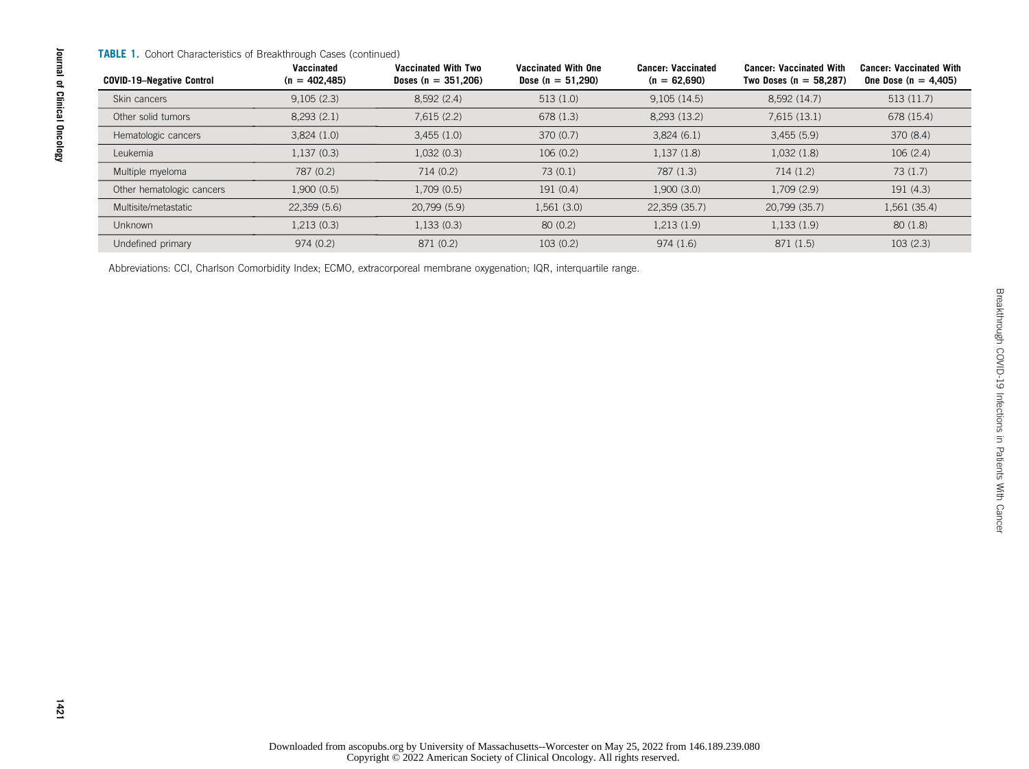**TABLE 1.** Cohort Characteristics of Breakthrough Cases (continued)

| COVID-19–Negative Control | Vaccinated (n = 402,485) | Vaccinated With Two Doses (n = 351,206) | Vaccinated With One Dose (n = 51,290) | Cancer: Vaccinated (n = 62,690) | Cancer: Vaccinated With Two Doses (n = 58,287) | Cancer: Vaccinated With One Dose (n = 4,405) |
|---|---|---|---|---|---|---|
| Skin cancers | 9,105 (2.3) | 8,592 (2.4) | 513 (1.0) | 9,105 (14.5) | 8,592 (14.7) | 513 (11.7) |
| Other solid tumors | 8,293 (2.1) | 7,615 (2.2) | 678 (1.3) | 8,293 (13.2) | 7,615 (13.1) | 678 (15.4) |
| Hematologic cancers | 3,824 (1.0) | 3,455 (1.0) | 370 (0.7) | 3,824 (6.1) | 3,455 (5.9) | 370 (8.4) |
| Leukemia | 1,137 (0.3) | 1,032 (0.3) | 106 (0.2) | 1,137 (1.8) | 1,032 (1.8) | 106 (2.4) |
| Multiple myeloma | 787 (0.2) | 714 (0.2) | 73 (0.1) | 787 (1.3) | 714 (1.2) | 73 (1.7) |
| Other hematologic cancers | 1,900 (0.5) | 1,709 (0.5) | 191 (0.4) | 1,900 (3.0) | 1,709 (2.9) | 191 (4.3) |
| Multisite/metastatic | 22,359 (5.6) | 20,799 (5.9) | 1,561 (3.0) | 22,359 (35.7) | 20,799 (35.7) | 1,561 (35.4) |
| Unknown | 1,213 (0.3) | 1,133 (0.3) | 80 (0.2) | 1,213 (1.9) | 1,133 (1.9) | 80 (1.8) |
| Undefined primary | 974 (0.2) | 871 (0.2) | 103 (0.2) | 974 (1.6) | 871 (1.5) | 103 (2.3) |

Abbreviations: CCI, Charlson Comorbidity Index; ECMO, extracorporeal membrane oxygenation; IQR, interquartile range.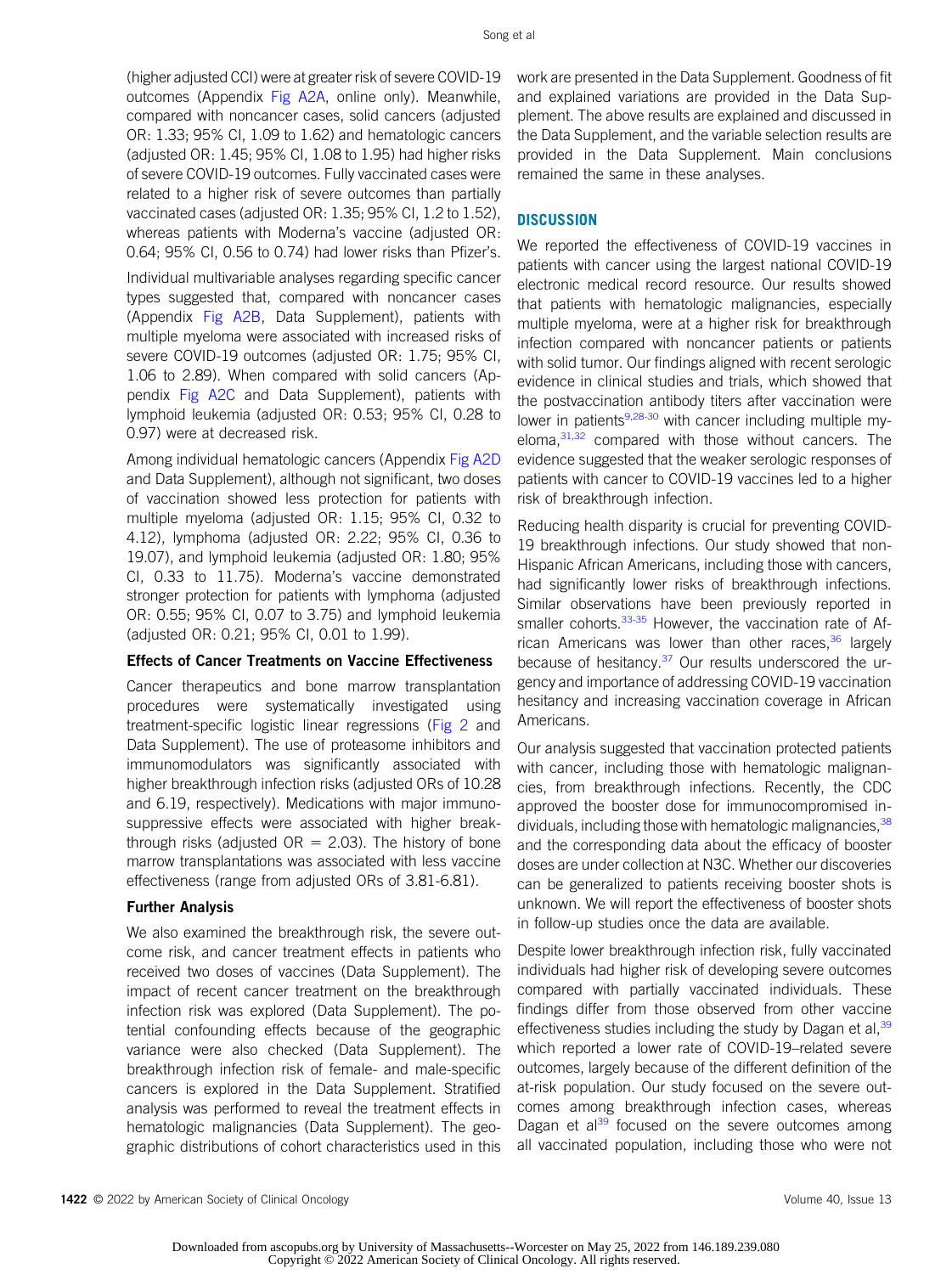(higher adjusted CCI) were at greater risk of severe COVID-19 outcomes (Appendix Fig A2A, online only). Meanwhile, compared with noncancer cases, solid cancers (adjusted OR: 1.33; 95% CI, 1.09 to 1.62) and hematologic cancers (adjusted OR: 1.45; 95% CI, 1.08 to 1.95) had higher risks of severe COVID-19 outcomes. Fully vaccinated cases were related to a higher risk of severe outcomes than partially vaccinated cases (adjusted OR: 1.35; 95% CI, 1.2 to 1.52), whereas patients with Moderna's vaccine (adjusted OR: 0.64; 95% CI, 0.56 to 0.74) had lower risks than Pfizer's.

Individual multivariable analyses regarding specific cancer types suggested that, compared with noncancer cases (Appendix Fig A2B, Data Supplement), patients with multiple myeloma were associated with increased risks of severe COVID-19 outcomes (adjusted OR: 1.75; 95% CI, 1.06 to 2.89). When compared with solid cancers (Appendix Fig A2C and Data Supplement), patients with lymphoid leukemia (adjusted OR: 0.53; 95% CI, 0.28 to 0.97) were at decreased risk.

Among individual hematologic cancers (Appendix Fig A2D and Data Supplement), although not significant, two doses of vaccination showed less protection for patients with multiple myeloma (adjusted OR: 1.15; 95% CI, 0.32 to 4.12), lymphoma (adjusted OR: 2.22; 95% CI, 0.36 to 19.07), and lymphoid leukemia (adjusted OR: 1.80; 95% CI, 0.33 to 11.75). Moderna's vaccine demonstrated stronger protection for patients with lymphoma (adjusted OR: 0.55; 95% CI, 0.07 to 3.75) and lymphoid leukemia (adjusted OR: 0.21; 95% CI, 0.01 to 1.99).

### Effects of Cancer Treatments on Vaccine Effectiveness

Cancer therapeutics and bone marrow transplantation procedures were systematically investigated using treatment-specific logistic linear regressions (Fig 2 and Data Supplement). The use of proteasome inhibitors and immunomodulators was significantly associated with higher breakthrough infection risks (adjusted ORs of 10.28 and 6.19, respectively). Medications with major immunosuppressive effects were associated with higher breakthrough risks (adjusted OR = 2.03). The history of bone marrow transplantations was associated with less vaccine effectiveness (range from adjusted ORs of 3.81-6.81).

### Further Analysis

We also examined the breakthrough risk, the severe outcome risk, and cancer treatment effects in patients who received two doses of vaccines (Data Supplement). The impact of recent cancer treatment on the breakthrough infection risk was explored (Data Supplement). The potential confounding effects because of the geographic variance were also checked (Data Supplement). The breakthrough infection risk of female- and male-specific cancers is explored in the Data Supplement. Stratified analysis was performed to reveal the treatment effects in hematologic malignancies (Data Supplement). The geographic distributions of cohort characteristics used in this work are presented in the Data Supplement. Goodness of fit and explained variations are provided in the Data Supplement. The above results are explained and discussed in the Data Supplement, and the variable selection results are provided in the Data Supplement. Main conclusions remained the same in these analyses.

## DISCUSSION

We reported the effectiveness of COVID-19 vaccines in patients with cancer using the largest national COVID-19 electronic medical record resource. Our results showed that patients with hematologic malignancies, especially multiple myeloma, were at a higher risk for breakthrough infection compared with noncancer patients or patients with solid tumor. Our findings aligned with recent serologic evidence in clinical studies and trials, which showed that the postvaccination antibody titers after vaccination were lower in patients[9,28-30] with cancer including multiple myeloma,[31,32] compared with those without cancers. The evidence suggested that the weaker serologic responses of patients with cancer to COVID-19 vaccines led to a higher risk of breakthrough infection.

Reducing health disparity is crucial for preventing COVID-19 breakthrough infections. Our study showed that non-Hispanic African Americans, including those with cancers, had significantly lower risks of breakthrough infections. Similar observations have been previously reported in smaller cohorts.[33-35] However, the vaccination rate of African Americans was lower than other races,[36] largely because of hesitancy.[37] Our results underscored the urgency and importance of addressing COVID-19 vaccination hesitancy and increasing vaccination coverage in African Americans.

Our analysis suggested that vaccination protected patients with cancer, including those with hematologic malignancies, from breakthrough infections. Recently, the CDC approved the booster dose for immunocompromised individuals, including those with hematologic malignancies,[38] and the corresponding data about the efficacy of booster doses are under collection at N3C. Whether our discoveries can be generalized to patients receiving booster shots is unknown. We will report the effectiveness of booster shots in follow-up studies once the data are available.

Despite lower breakthrough infection risk, fully vaccinated individuals had higher risk of developing severe outcomes compared with partially vaccinated individuals. These findings differ from those observed from other vaccine effectiveness studies including the study by Dagan et al,[39] which reported a lower rate of COVID-19–related severe outcomes, largely because of the different definition of the at-risk population. Our study focused on the severe outcomes among breakthrough infection cases, whereas Dagan et al[39] focused on the severe outcomes among all vaccinated population, including those who were not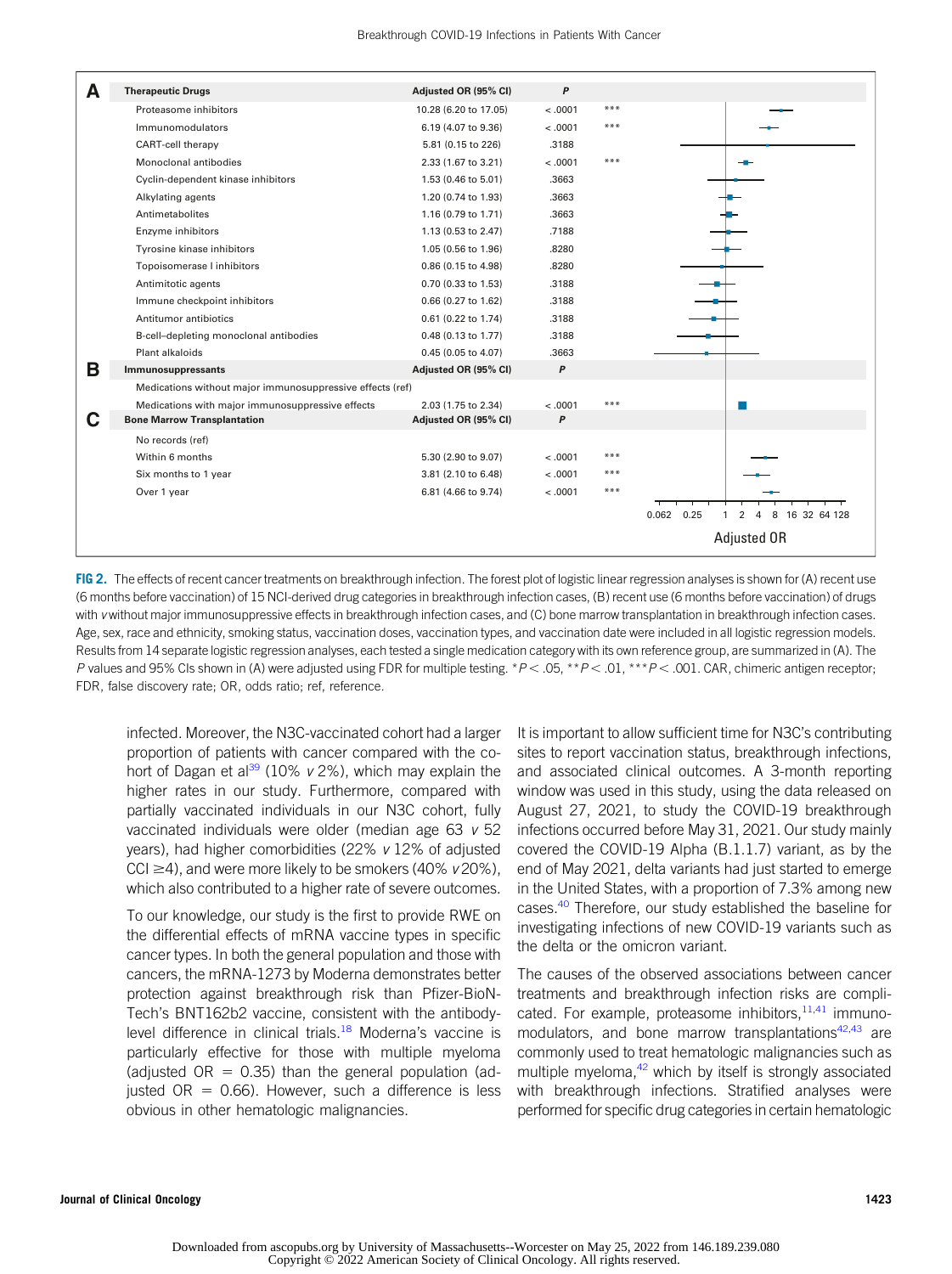| A | Therapeutic Drugs | Adjusted OR (95% CI) | P | |
|---|---|---|---|---|
| | Proteasome inhibitors | 10.28 (6.20 to 17.05) | < .0001 | *** |
| | Immunomodulators | 6.19 (4.07 to 9.36) | < .0001 | *** |
| | CART-cell therapy | 5.81 (0.15 to 226) | .3188 | |
| | Monoclonal antibodies | 2.33 (1.67 to 3.21) | < .0001 | *** |
| | Cyclin-dependent kinase inhibitors | 1.53 (0.46 to 5.01) | .3663 | |
| | Alkylating agents | 1.20 (0.74 to 1.93) | .3663 | |
| | Antimetabolites | 1.16 (0.79 to 1.71) | .3663 | |
| | Enzyme inhibitors | 1.13 (0.53 to 2.47) | .7188 | |
| | Tyrosine kinase inhibitors | 1.05 (0.56 to 1.96) | .8280 | |
| | Topoisomerase I inhibitors | 0.86 (0.15 to 4.98) | .8280 | |
| | Antimitotic agents | 0.70 (0.33 to 1.53) | .3188 | |
| | Immune checkpoint inhibitors | 0.66 (0.27 to 1.62) | .3188 | |
| | Antitumor antibiotics | 0.61 (0.22 to 1.74) | .3188 | |
| | B-cell–depleting monoclonal antibodies | 0.48 (0.13 to 1.77) | .3188 | |
| | Plant alkaloids | 0.45 (0.05 to 4.07) | .3663 | |
| **B** | **Immunosuppressants** | **Adjusted OR (95% CI)** | **P** | |
| | Medications without major immunosuppressive effects (ref) | | | |
| | Medications with major immunosuppressive effects | 2.03 (1.75 to 2.34) | < .0001 | *** |
| **C** | **Bone Marrow Transplantation** | **Adjusted OR (95% CI)** | **P** | |
| | No records (ref) | | | |
| | Within 6 months | 5.30 (2.90 to 9.07) | < .0001 | *** |
| | Six months to 1 year | 3.81 (2.10 to 6.48) | < .0001 | *** |
| | Over 1 year | 6.81 (4.66 to 9.74) | < .0001 | *** |

Adjusted OR (axis: 0.062, 0.25, 1, 2, 4, 8, 16, 32, 64, 128)

**FIG 2.** The effects of recent cancer treatments on breakthrough infection. The forest plot of logistic linear regression analyses is shown for (A) recent use (6 months before vaccination) of 15 NCI-derived drug categories in breakthrough infection cases, (B) recent use (6 months before vaccination) of drugs with *v* without major immunosuppressive effects in breakthrough infection cases, and (C) bone marrow transplantation in breakthrough infection cases. Age, sex, race and ethnicity, smoking status, vaccination doses, vaccination types, and vaccination date were included in all logistic regression models. Results from 14 separate logistic regression analyses, each tested a single medication category with its own reference group, are summarized in (A). The *P* values and 95% CIs shown in (A) were adjusted using FDR for multiple testing. \*$P < .05$, \*\*$P < .01$, \*\*\*$P < .001$. CAR, chimeric antigen receptor; FDR, false discovery rate; OR, odds ratio; ref, reference.

infected. Moreover, the N3C-vaccinated cohort had a larger proportion of patients with cancer compared with the cohort of Dagan et al[39] (10% *v* 2%), which may explain the higher rates in our study. Furthermore, compared with partially vaccinated individuals in our N3C cohort, fully vaccinated individuals were older (median age 63 *v* 52 years), had higher comorbidities (22% *v* 12% of adjusted CCI ≥4), and were more likely to be smokers (40% *v* 20%), which also contributed to a higher rate of severe outcomes.

To our knowledge, our study is the first to provide RWE on the differential effects of mRNA vaccine types in specific cancer types. In both the general population and those with cancers, the mRNA-1273 by Moderna demonstrates better protection against breakthrough risk than Pfizer-BioNTech's BNT162b2 vaccine, consistent with the antibody-level difference in clinical trials.[18] Moderna's vaccine is particularly effective for those with multiple myeloma (adjusted OR = 0.35) than the general population (adjusted OR = 0.66). However, such a difference is less obvious in other hematologic malignancies.

It is important to allow sufficient time for N3C's contributing sites to report vaccination status, breakthrough infections, and associated clinical outcomes. A 3-month reporting window was used in this study, using the data released on August 27, 2021, to study the COVID-19 breakthrough infections occurred before May 31, 2021. Our study mainly covered the COVID-19 Alpha (B.1.1.7) variant, as by the end of May 2021, delta variants had just started to emerge in the United States, with a proportion of 7.3% among new cases.[40] Therefore, our study established the baseline for investigating infections of new COVID-19 variants such as the delta or the omicron variant.

The causes of the observed associations between cancer treatments and breakthrough infection risks are complicated. For example, proteasome inhibitors,[11,41] immunomodulators, and bone marrow transplantations[42,43] are commonly used to treat hematologic malignancies such as multiple myeloma,[42] which by itself is strongly associated with breakthrough infections. Stratified analyses were performed for specific drug categories in certain hematologic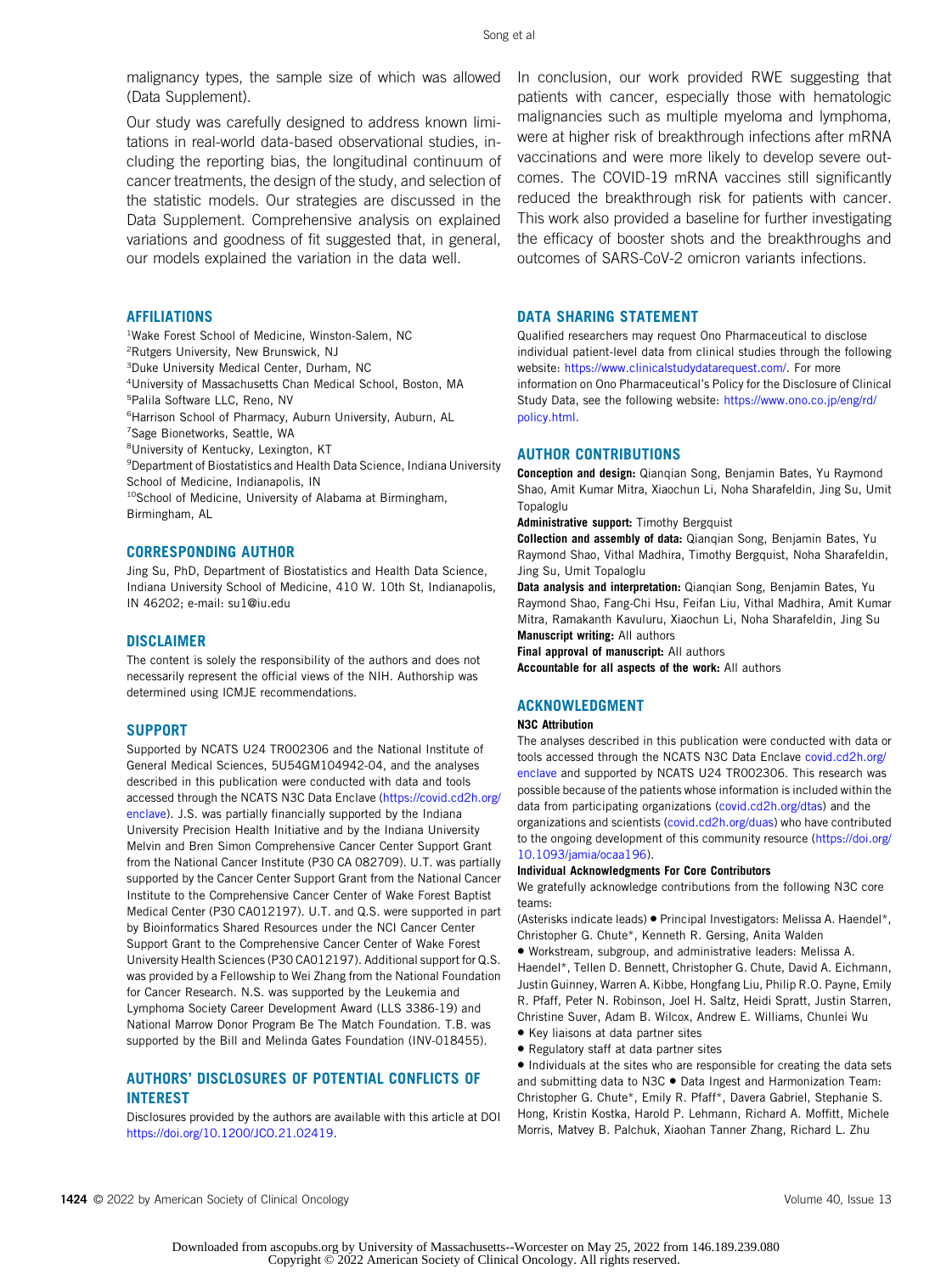malignancy types, the sample size of which was allowed (Data Supplement).

Our study was carefully designed to address known limitations in real-world data-based observational studies, including the reporting bias, the longitudinal continuum of cancer treatments, the design of the study, and selection of the statistic models. Our strategies are discussed in the Data Supplement. Comprehensive analysis on explained variations and goodness of fit suggested that, in general, our models explained the variation in the data well.

In conclusion, our work provided RWE suggesting that patients with cancer, especially those with hematologic malignancies such as multiple myeloma and lymphoma, were at higher risk of breakthrough infections after mRNA vaccinations and were more likely to develop severe outcomes. The COVID-19 mRNA vaccines still significantly reduced the breakthrough risk for patients with cancer. This work also provided a baseline for further investigating the efficacy of booster shots and the breakthroughs and outcomes of SARS-CoV-2 omicron variants infections.

## AFFILIATIONS

[1]Wake Forest School of Medicine, Winston-Salem, NC
[2]Rutgers University, New Brunswick, NJ
[3]Duke University Medical Center, Durham, NC
[4]University of Massachusetts Chan Medical School, Boston, MA
[5]Palila Software LLC, Reno, NV
[6]Harrison School of Pharmacy, Auburn University, Auburn, AL
[7]Sage Bionetworks, Seattle, WA
[8]University of Kentucky, Lexington, KT
[9]Department of Biostatistics and Health Data Science, Indiana University School of Medicine, Indianapolis, IN
[10]School of Medicine, University of Alabama at Birmingham, Birmingham, AL

## CORRESPONDING AUTHOR

Jing Su, PhD, Department of Biostatistics and Health Data Science, Indiana University School of Medicine, 410 W. 10th St, Indianapolis, IN 46202; e-mail: su1@iu.edu

## DISCLAIMER

The content is solely the responsibility of the authors and does not necessarily represent the official views of the NIH. Authorship was determined using ICMJE recommendations.

## SUPPORT

Supported by NCATS U24 TR002306 and the National Institute of General Medical Sciences, 5U54GM104942-04, and the analyses described in this publication were conducted with data and tools accessed through the NCATS N3C Data Enclave (https://covid.cd2h.org/enclave). J.S. was partially financially supported by the Indiana University Precision Health Initiative and by the Indiana University Melvin and Bren Simon Comprehensive Cancer Center Support Grant from the National Cancer Institute (P30 CA 082709). U.T. was partially supported by the Cancer Center Support Grant from the National Cancer Institute to the Comprehensive Cancer Center of Wake Forest Baptist Medical Center (P30 CA012197). U.T. and Q.S. were supported in part by Bioinformatics Shared Resources under the NCI Cancer Center Support Grant to the Comprehensive Cancer Center of Wake Forest University Health Sciences (P30 CA012197). Additional support for Q.S. was provided by a Fellowship to Wei Zhang from the National Foundation for Cancer Research. N.S. was supported by the Leukemia and Lymphoma Society Career Development Award (LLS 3386-19) and National Marrow Donor Program Be The Match Foundation. T.B. was supported by the Bill and Melinda Gates Foundation (INV-018455).

## AUTHORS' DISCLOSURES OF POTENTIAL CONFLICTS OF INTEREST

Disclosures provided by the authors are available with this article at DOI https://doi.org/10.1200/JCO.21.02419.

## DATA SHARING STATEMENT

Qualified researchers may request Ono Pharmaceutical to disclose individual patient-level data from clinical studies through the following website: https://www.clinicalstudydatarequest.com/. For more information on Ono Pharmaceutical's Policy for the Disclosure of Clinical Study Data, see the following website: https://www.ono.co.jp/eng/rd/policy.html.

## AUTHOR CONTRIBUTIONS

**Conception and design:** Qianqian Song, Benjamin Bates, Yu Raymond Shao, Amit Kumar Mitra, Xiaochun Li, Noha Sharafeldin, Jing Su, Umit Topaloglu
**Administrative support:** Timothy Bergquist
**Collection and assembly of data:** Qianqian Song, Benjamin Bates, Yu Raymond Shao, Vithal Madhira, Timothy Bergquist, Noha Sharafeldin, Jing Su, Umit Topaloglu
**Data analysis and interpretation:** Qianqian Song, Benjamin Bates, Yu Raymond Shao, Fang-Chi Hsu, Feifan Liu, Vithal Madhira, Amit Kumar Mitra, Ramakanth Kavuluru, Xiaochun Li, Noha Sharafeldin, Jing Su
**Manuscript writing:** All authors
**Final approval of manuscript:** All authors
**Accountable for all aspects of the work:** All authors

## ACKNOWLEDGMENT

### N3C Attribution

The analyses described in this publication were conducted with data or tools accessed through the NCATS N3C Data Enclave covid.cd2h.org/enclave and supported by NCATS U24 TR002306. This research was possible because of the patients whose information is included within the data from participating organizations (covid.cd2h.org/dtas) and the organizations and scientists (covid.cd2h.org/duas) who have contributed to the ongoing development of this community resource (https://doi.org/10.1093/jamia/ocaa196).

### Individual Acknowledgments For Core Contributors

We gratefully acknowledge contributions from the following N3C core teams:

(Asterisks indicate leads) • Principal Investigators: Melissa A. Haendel*, Christopher G. Chute*, Kenneth R. Gersing, Anita Walden

• Workstream, subgroup, and administrative leaders: Melissa A. Haendel*, Tellen D. Bennett, Christopher G. Chute, David A. Eichmann, Justin Guinney, Warren A. Kibbe, Hongfang Liu, Philip R.O. Payne, Emily R. Pfaff, Peter N. Robinson, Joel H. Saltz, Heidi Spratt, Justin Starren, Christine Suver, Adam B. Wilcox, Andrew E. Williams, Chunlei Wu

• Key liaisons at data partner sites

• Regulatory staff at data partner sites

• Individuals at the sites who are responsible for creating the data sets and submitting data to N3C • Data Ingest and Harmonization Team: Christopher G. Chute*, Emily R. Pfaff*, Davera Gabriel, Stephanie S. Hong, Kristin Kostka, Harold P. Lehmann, Richard A. Moffitt, Michele Morris, Matvey B. Palchuk, Xiaohan Tanner Zhang, Richard L. Zhu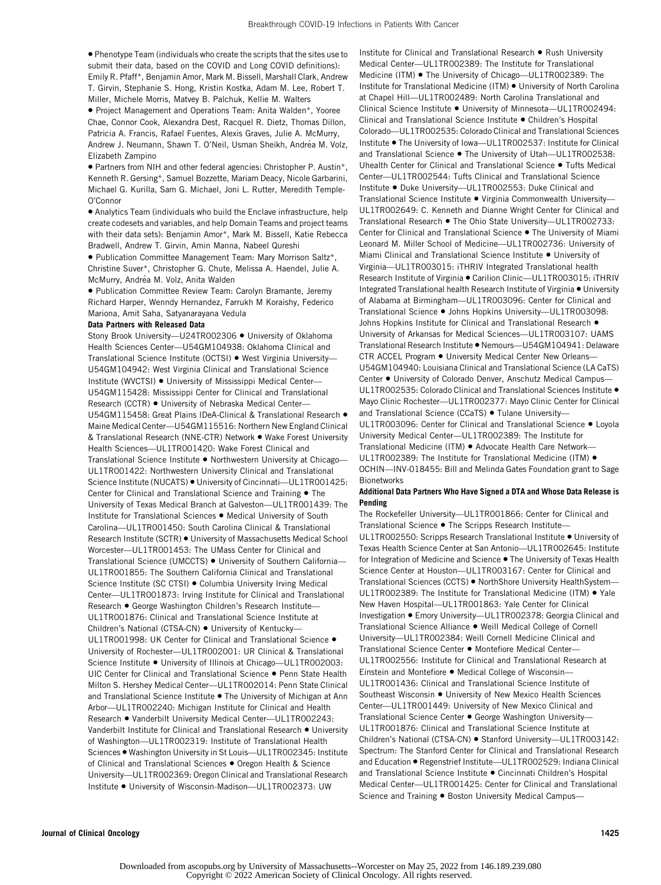• Phenotype Team (individuals who create the scripts that the sites use to submit their data, based on the COVID and Long COVID definitions): Emily R. Pfaff*, Benjamin Amor, Mark M. Bissell, Marshall Clark, Andrew T. Girvin, Stephanie S. Hong, Kristin Kostka, Adam M. Lee, Robert T. Miller, Michele Morris, Matvey B. Palchuk, Kellie M. Walters

• Project Management and Operations Team: Anita Walden*, Yooree Chae, Connor Cook, Alexandra Dest, Racquel R. Dietz, Thomas Dillon, Patricia A. Francis, Rafael Fuentes, Alexis Graves, Julie A. McMurry, Andrew J. Neumann, Shawn T. O'Neil, Usman Sheikh, Andréa M. Volz, Elizabeth Zampino

• Partners from NIH and other federal agencies: Christopher P. Austin*, Kenneth R. Gersing*, Samuel Bozzette, Mariam Deacy, Nicole Garbarini, Michael G. Kurilla, Sam G. Michael, Joni L. Rutter, Meredith Temple-O'Connor

• Analytics Team (individuals who build the Enclave infrastructure, help create codesets and variables, and help Domain Teams and project teams with their data sets): Benjamin Amor*, Mark M. Bissell, Katie Rebecca Bradwell, Andrew T. Girvin, Amin Manna, Nabeel Qureshi

• Publication Committee Management Team: Mary Morrison Saltz*, Christine Suver*, Christopher G. Chute, Melissa A. Haendel, Julie A. McMurry, Andréa M. Volz, Anita Walden

• Publication Committee Review Team: Carolyn Bramante, Jeremy Richard Harper, Wenndy Hernandez, Farrukh M Koraishy, Federico Mariona, Amit Saha, Satyanarayana Vedula

**Data Partners with Released Data**

Stony Brook University—U24TR002306 • University of Oklahoma Health Sciences Center—U54GM104938: Oklahoma Clinical and Translational Science Institute (OCTSI) • West Virginia University—U54GM104942: West Virginia Clinical and Translational Science Institute (WVCTSI) • University of Mississippi Medical Center—U54GM115428: Mississippi Center for Clinical and Translational Research (CCTR) • University of Nebraska Medical Center—U54GM115458: Great Plains IDeA-Clinical & Translational Research • Maine Medical Center—U54GM115516: Northern New England Clinical & Translational Research (NNE-CTR) Network • Wake Forest University Health Sciences—UL1TR001420: Wake Forest Clinical and Translational Science Institute • Northwestern University at Chicago—UL1TR001422: Northwestern University Clinical and Translational Science Institute (NUCATS) • University of Cincinnati—UL1TR001425: Center for Clinical and Translational Science and Training • The University of Texas Medical Branch at Galveston—UL1TR001439: The Institute for Translational Sciences • Medical University of South Carolina—UL1TR001450: South Carolina Clinical & Translational Research Institute (SCTR) • University of Massachusetts Medical School Worcester—UL1TR001453: The UMass Center for Clinical and Translational Science (UMCCTS) • University of Southern California—UL1TR001855: The Southern California Clinical and Translational Science Institute (SC CTSI) • Columbia University Irving Medical Center—UL1TR001873: Irving Institute for Clinical and Translational Research • George Washington Children's Research Institute—UL1TR001876: Clinical and Translational Science Institute at Children's National (CTSA-CN) • University of Kentucky—UL1TR001998: UK Center for Clinical and Translational Science • University of Rochester—UL1TR002001: UR Clinical & Translational Science Institute • University of Illinois at Chicago—UL1TR002003: UIC Center for Clinical and Translational Science • Penn State Health Milton S. Hershey Medical Center—UL1TR002014: Penn State Clinical and Translational Science Institute • The University of Michigan at Ann Arbor—UL1TR002240: Michigan Institute for Clinical and Health Research • Vanderbilt University Medical Center—UL1TR002243: Vanderbilt Institute for Clinical and Translational Research • University of Washington—UL1TR002319: Institute of Translational Health Sciences • Washington University in St Louis—UL1TR002345: Institute of Clinical and Translational Sciences • Oregon Health & Science University—UL1TR002369: Oregon Clinical and Translational Research Institute • University of Wisconsin-Madison—UL1TR002373: UW Institute for Clinical and Translational Research • Rush University Medical Center—UL1TR002389: The Institute for Translational Medicine (ITM) • The University of Chicago—UL1TR002389: The Institute for Translational Medicine (ITM) • University of North Carolina at Chapel Hill—UL1TR002489: North Carolina Translational and Clinical Science Institute • University of Minnesota—UL1TR002494: Clinical and Translational Science Institute • Children's Hospital Colorado—UL1TR002535: Colorado Clinical and Translational Sciences Institute • The University of Iowa—UL1TR002537: Institute for Clinical and Translational Science • The University of Utah—UL1TR002538: Uhealth Center for Clinical and Translational Science • Tufts Medical Center—UL1TR002544: Tufts Clinical and Translational Science Institute • Duke University—UL1TR002553: Duke Clinical and Translational Science Institute • Virginia Commonwealth University—UL1TR002649: C. Kenneth and Dianne Wright Center for Clinical and Translational Research • The Ohio State University—UL1TR002733: Center for Clinical and Translational Science • The University of Miami Leonard M. Miller School of Medicine—UL1TR002736: University of Miami Clinical and Translational Science Institute • University of Virginia—UL1TR003015: iTHRIV Integrated Translational health Research Institute of Virginia • Carilion Clinic—UL1TR003015: iTHRIV Integrated Translational health Research Institute of Virginia • University of Alabama at Birmingham—UL1TR003096: Center for Clinical and Translational Science • Johns Hopkins University—UL1TR003098: Johns Hopkins Institute for Clinical and Translational Research • University of Arkansas for Medical Sciences—UL1TR003107: UAMS Translational Research Institute • Nemours—U54GM104941: Delaware CTR ACCEL Program • University Medical Center New Orleans—U54GM104940: Louisiana Clinical and Translational Science (LA CaTS) Center • University of Colorado Denver, Anschutz Medical Campus—UL1TR002535: Colorado Clinical and Translational Sciences Institute • Mayo Clinic Rochester—UL1TR002377: Mayo Clinic Center for Clinical and Translational Science (CCaTS) • Tulane University—UL1TR003096: Center for Clinical and Translational Science • Loyola University Medical Center—UL1TR002389: The Institute for Translational Medicine (ITM) • Advocate Health Care Network—UL1TR002389: The Institute for Translational Medicine (ITM) • OCHIN—INV-018455: Bill and Melinda Gates Foundation grant to Sage Bionetworks

**Additional Data Partners Who Have Signed a DTA and Whose Data Release is Pending**

The Rockefeller University—UL1TR001866: Center for Clinical and Translational Science • The Scripps Research Institute—UL1TR002550: Scripps Research Translational Institute • University of Texas Health Science Center at San Antonio—UL1TR002645: Institute for Integration of Medicine and Science • The University of Texas Health Science Center at Houston—UL1TR003167: Center for Clinical and Translational Sciences (CCTS) • NorthShore University HealthSystem—UL1TR002389: The Institute for Translational Medicine (ITM) • Yale New Haven Hospital—UL1TR001863: Yale Center for Clinical Investigation • Emory University—UL1TR002378: Georgia Clinical and Translational Science Alliance • Weill Medical College of Cornell University—UL1TR002384: Weill Cornell Medicine Clinical and Translational Science Center • Montefiore Medical Center—UL1TR002556: Institute for Clinical and Translational Research at Einstein and Montefiore • Medical College of Wisconsin—UL1TR001436: Clinical and Translational Science Institute of Southeast Wisconsin • University of New Mexico Health Sciences Center—UL1TR001449: University of New Mexico Clinical and Translational Science Center • George Washington University—UL1TR001876: Clinical and Translational Science Institute at Children's National (CTSA-CN) • Stanford University—UL1TR003142: Spectrum: The Stanford Center for Clinical and Translational Research and Education • Regenstrief Institute—UL1TR002529: Indiana Clinical and Translational Science Institute • Cincinnati Children's Hospital Medical Center—UL1TR001425: Center for Clinical and Translational Science and Training • Boston University Medical Campus—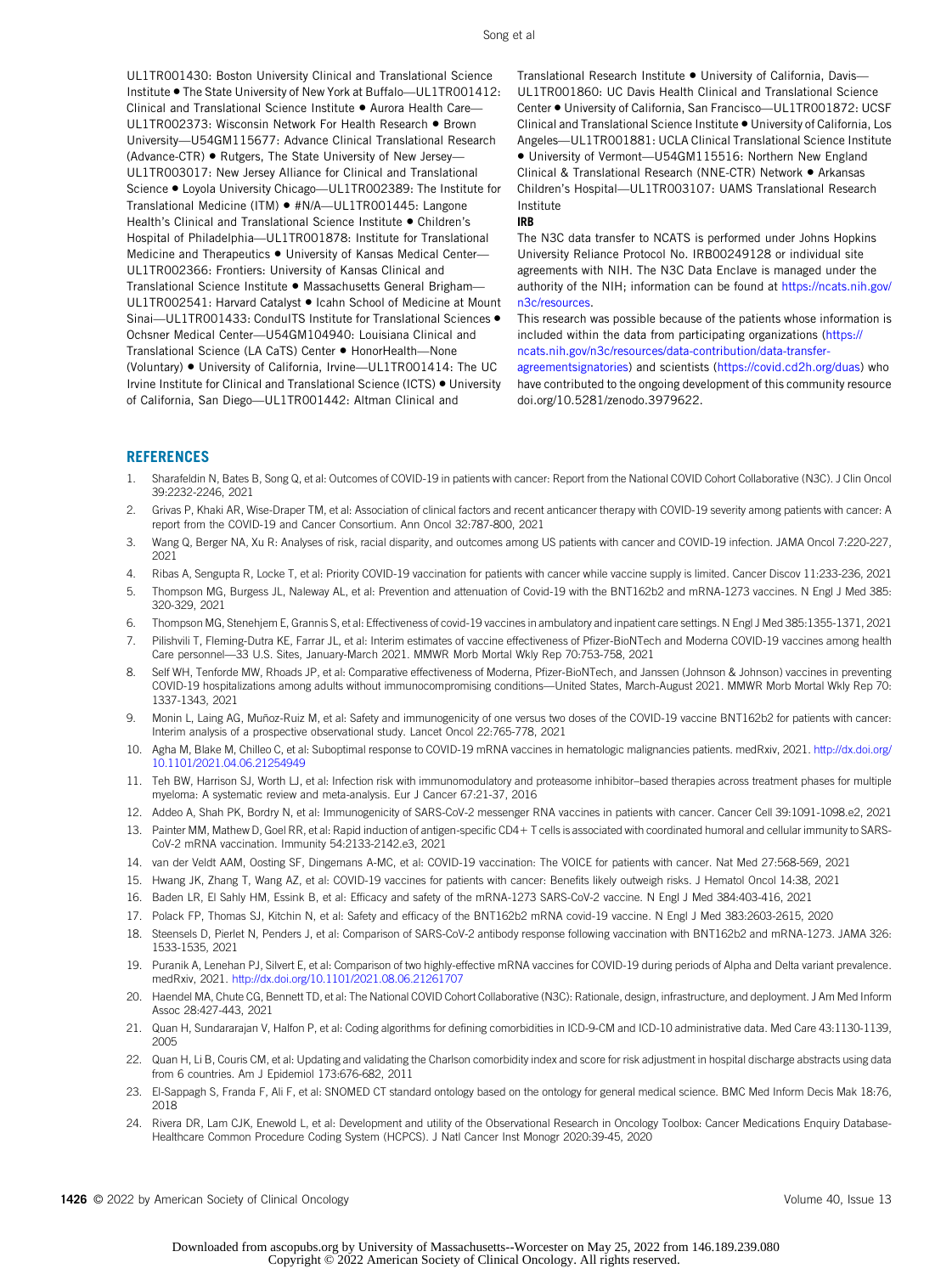UL1TR001430: Boston University Clinical and Translational Science Institute • The State University of New York at Buffalo—UL1TR001412: Clinical and Translational Science Institute • Aurora Health Care—UL1TR002373: Wisconsin Network For Health Research • Brown University—U54GM115677: Advance Clinical Translational Research (Advance-CTR) • Rutgers, The State University of New Jersey—UL1TR003017: New Jersey Alliance for Clinical and Translational Science • Loyola University Chicago—UL1TR002389: The Institute for Translational Medicine (ITM) • #N/A—UL1TR001445: Langone Health's Clinical and Translational Science Institute • Children's Hospital of Philadelphia—UL1TR001878: Institute for Translational Medicine and Therapeutics • University of Kansas Medical Center—UL1TR002366: Frontiers: University of Kansas Clinical and Translational Science Institute • Massachusetts General Brigham—UL1TR002541: Harvard Catalyst • Icahn School of Medicine at Mount Sinai—UL1TR001433: ConduITS Institute for Translational Sciences • Ochsner Medical Center—U54GM104940: Louisiana Clinical and Translational Science (LA CaTS) Center • HonorHealth—None (Voluntary) • University of California, Irvine—UL1TR001414: The UC Irvine Institute for Clinical and Translational Science (ICTS) • University of California, San Diego—UL1TR001442: Altman Clinical and Translational Research Institute • University of California, Davis—UL1TR001860: UC Davis Health Clinical and Translational Science Center • University of California, San Francisco—UL1TR001872: UCSF Clinical and Translational Science Institute • University of California, Los Angeles—UL1TR001881: UCLA Clinical Translational Science Institute • University of Vermont—U54GM115516: Northern New England Clinical & Translational Research (NNE-CTR) Network • Arkansas Children's Hospital—UL1TR003107: UAMS Translational Research Institute

**IRB**

The N3C data transfer to NCATS is performed under Johns Hopkins University Reliance Protocol No. IRB00249128 or individual site agreements with NIH. The N3C Data Enclave is managed under the authority of the NIH; information can be found at https://ncats.nih.gov/n3c/resources.

This research was possible because of the patients whose information is included within the data from participating organizations (https://ncats.nih.gov/n3c/resources/data-contribution/data-transfer-agreementsignatories) and scientists (https://covid.cd2h.org/duas) who have contributed to the ongoing development of this community resource doi.org/10.5281/zenodo.3979622.

## REFERENCES

1. Sharafeldin N, Bates B, Song Q, et al: Outcomes of COVID-19 in patients with cancer: Report from the National COVID Cohort Collaborative (N3C). J Clin Oncol 39:2232-2246, 2021
2. Grivas P, Khaki AR, Wise-Draper TM, et al: Association of clinical factors and recent anticancer therapy with COVID-19 severity among patients with cancer: A report from the COVID-19 and Cancer Consortium. Ann Oncol 32:787-800, 2021
3. Wang Q, Berger NA, Xu R: Analyses of risk, racial disparity, and outcomes among US patients with cancer and COVID-19 infection. JAMA Oncol 7:220-227, 2021
4. Ribas A, Sengupta R, Locke T, et al: Priority COVID-19 vaccination for patients with cancer while vaccine supply is limited. Cancer Discov 11:233-236, 2021
5. Thompson MG, Burgess JL, Naleway AL, et al: Prevention and attenuation of Covid-19 with the BNT162b2 and mRNA-1273 vaccines. N Engl J Med 385: 320-329, 2021
6. Thompson MG, Stenehjem E, Grannis S, et al: Effectiveness of covid-19 vaccines in ambulatory and inpatient care settings. N Engl J Med 385:1355-1371, 2021
7. Pilishvili T, Fleming-Dutra KE, Farrar JL, et al: Interim estimates of vaccine effectiveness of Pfizer-BioNTech and Moderna COVID-19 vaccines among health Care personnel—33 U.S. Sites, January-March 2021. MMWR Morb Mortal Wkly Rep 70:753-758, 2021
8. Self WH, Tenforde MW, Rhoads JP, et al: Comparative effectiveness of Moderna, Pfizer-BioNTech, and Janssen (Johnson & Johnson) vaccines in preventing COVID-19 hospitalizations among adults without immunocompromising conditions—United States, March-August 2021. MMWR Morb Mortal Wkly Rep 70: 1337-1343, 2021
9. Monin L, Laing AG, Muñoz-Ruiz M, et al: Safety and immunogenicity of one versus two doses of the COVID-19 vaccine BNT162b2 for patients with cancer: Interim analysis of a prospective observational study. Lancet Oncol 22:765-778, 2021
10. Agha M, Blake M, Chilleo C, et al: Suboptimal response to COVID-19 mRNA vaccines in hematologic malignancies patients. medRxiv, 2021. http://dx.doi.org/10.1101/2021.04.06.21254949
11. Teh BW, Harrison SJ, Worth LJ, et al: Infection risk with immunomodulatory and proteasome inhibitor–based therapies across treatment phases for multiple myeloma: A systematic review and meta-analysis. Eur J Cancer 67:21-37, 2016
12. Addeo A, Shah PK, Bordry N, et al: Immunogenicity of SARS-CoV-2 messenger RNA vaccines in patients with cancer. Cancer Cell 39:1091-1098.e2, 2021
13. Painter MM, Mathew D, Goel RR, et al: Rapid induction of antigen-specific CD4+ T cells is associated with coordinated humoral and cellular immunity to SARS-CoV-2 mRNA vaccination. Immunity 54:2133-2142.e3, 2021
14. van der Veldt AAM, Oosting SF, Dingemans A-MC, et al: COVID-19 vaccination: The VOICE for patients with cancer. Nat Med 27:568-569, 2021
15. Hwang JK, Zhang T, Wang AZ, et al: COVID-19 vaccines for patients with cancer: Benefits likely outweigh risks. J Hematol Oncol 14:38, 2021
16. Baden LR, El Sahly HM, Essink B, et al: Efficacy and safety of the mRNA-1273 SARS-CoV-2 vaccine. N Engl J Med 384:403-416, 2021
17. Polack FP, Thomas SJ, Kitchin N, et al: Safety and efficacy of the BNT162b2 mRNA covid-19 vaccine. N Engl J Med 383:2603-2615, 2020
18. Steensels D, Pierlet N, Penders J, et al: Comparison of SARS-CoV-2 antibody response following vaccination with BNT162b2 and mRNA-1273. JAMA 326: 1533-1535, 2021
19. Puranik A, Lenehan PJ, Silvert E, et al: Comparison of two highly-effective mRNA vaccines for COVID-19 during periods of Alpha and Delta variant prevalence. medRxiv, 2021. http://dx.doi.org/10.1101/2021.08.06.21261707
20. Haendel MA, Chute CG, Bennett TD, et al: The National COVID Cohort Collaborative (N3C): Rationale, design, infrastructure, and deployment. J Am Med Inform Assoc 28:427-443, 2021
21. Quan H, Sundararajan V, Halfon P, et al: Coding algorithms for defining comorbidities in ICD-9-CM and ICD-10 administrative data. Med Care 43:1130-1139, 2005
22. Quan H, Li B, Couris CM, et al: Updating and validating the Charlson comorbidity index and score for risk adjustment in hospital discharge abstracts using data from 6 countries. Am J Epidemiol 173:676-682, 2011
23. El-Sappagh S, Franda F, Ali F, et al: SNOMED CT standard ontology based on the ontology for general medical science. BMC Med Inform Decis Mak 18:76, 2018
24. Rivera DR, Lam CJK, Enewold L, et al: Development and utility of the Observational Research in Oncology Toolbox: Cancer Medications Enquiry Database-Healthcare Common Procedure Coding System (HCPCS). J Natl Cancer Inst Monogr 2020:39-45, 2020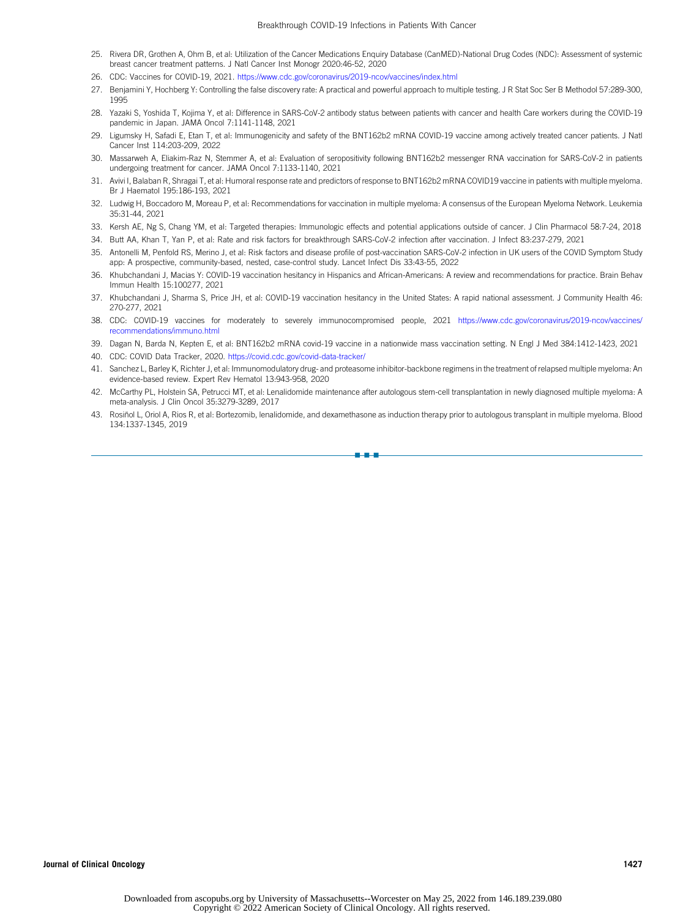25. Rivera DR, Grothen A, Ohm B, et al: Utilization of the Cancer Medications Enquiry Database (CanMED)-National Drug Codes (NDC): Assessment of systemic breast cancer treatment patterns. J Natl Cancer Inst Monogr 2020:46-52, 2020
26. CDC: Vaccines for COVID-19, 2021. https://www.cdc.gov/coronavirus/2019-ncov/vaccines/index.html
27. Benjamini Y, Hochberg Y: Controlling the false discovery rate: A practical and powerful approach to multiple testing. J R Stat Soc Ser B Methodol 57:289-300, 1995
28. Yazaki S, Yoshida T, Kojima Y, et al: Difference in SARS-CoV-2 antibody status between patients with cancer and health Care workers during the COVID-19 pandemic in Japan. JAMA Oncol 7:1141-1148, 2021
29. Ligumsky H, Safadi E, Etan T, et al: Immunogenicity and safety of the BNT162b2 mRNA COVID-19 vaccine among actively treated cancer patients. J Natl Cancer Inst 114:203-209, 2022
30. Massarweh A, Eliakim-Raz N, Stemmer A, et al: Evaluation of seropositivity following BNT162b2 messenger RNA vaccination for SARS-CoV-2 in patients undergoing treatment for cancer. JAMA Oncol 7:1133-1140, 2021
31. Avivi I, Balaban R, Shragai T, et al: Humoral response rate and predictors of response to BNT162b2 mRNA COVID19 vaccine in patients with multiple myeloma. Br J Haematol 195:186-193, 2021
32. Ludwig H, Boccadoro M, Moreau P, et al: Recommendations for vaccination in multiple myeloma: A consensus of the European Myeloma Network. Leukemia 35:31-44, 2021
33. Kersh AE, Ng S, Chang YM, et al: Targeted therapies: Immunologic effects and potential applications outside of cancer. J Clin Pharmacol 58:7-24, 2018
34. Butt AA, Khan T, Yan P, et al: Rate and risk factors for breakthrough SARS-CoV-2 infection after vaccination. J Infect 83:237-279, 2021
35. Antonelli M, Penfold RS, Merino J, et al: Risk factors and disease profile of post-vaccination SARS-CoV-2 infection in UK users of the COVID Symptom Study app: A prospective, community-based, nested, case-control study. Lancet Infect Dis 33:43-55, 2022
36. Khubchandani J, Macias Y: COVID-19 vaccination hesitancy in Hispanics and African-Americans: A review and recommendations for practice. Brain Behav Immun Health 15:100277, 2021
37. Khubchandani J, Sharma S, Price JH, et al: COVID-19 vaccination hesitancy in the United States: A rapid national assessment. J Community Health 46: 270-277, 2021
38. CDC: COVID-19 vaccines for moderately to severely immunocompromised people, 2021 https://www.cdc.gov/coronavirus/2019-ncov/vaccines/recommendations/immuno.html
39. Dagan N, Barda N, Kepten E, et al: BNT162b2 mRNA covid-19 vaccine in a nationwide mass vaccination setting. N Engl J Med 384:1412-1423, 2021
40. CDC: COVID Data Tracker, 2020. https://covid.cdc.gov/covid-data-tracker/
41. Sanchez L, Barley K, Richter J, et al: Immunomodulatory drug- and proteasome inhibitor-backbone regimens in the treatment of relapsed multiple myeloma: An evidence-based review. Expert Rev Hematol 13:943-958, 2020
42. McCarthy PL, Holstein SA, Petrucci MT, et al: Lenalidomide maintenance after autologous stem-cell transplantation in newly diagnosed multiple myeloma: A meta-analysis. J Clin Oncol 35:3279-3289, 2017
43. Rosiñol L, Oriol A, Rios R, et al: Bortezomib, lenalidomide, and dexamethasone as induction therapy prior to autologous transplant in multiple myeloma. Blood 134:1337-1345, 2019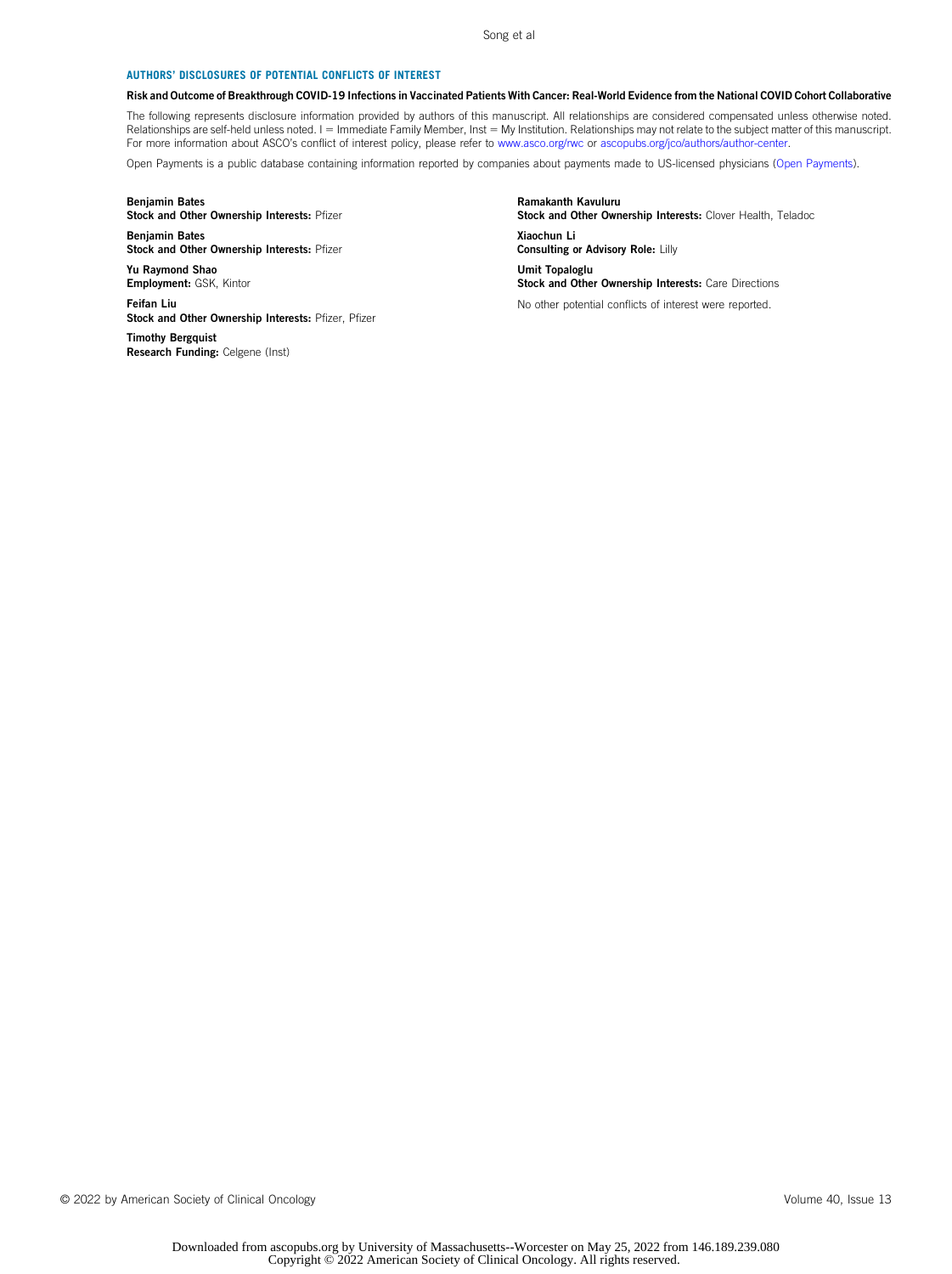## AUTHORS' DISCLOSURES OF POTENTIAL CONFLICTS OF INTEREST

**Risk and Outcome of Breakthrough COVID-19 Infections in Vaccinated Patients With Cancer: Real-World Evidence from the National COVID Cohort Collaborative**

The following represents disclosure information provided by authors of this manuscript. All relationships are considered compensated unless otherwise noted. Relationships are self-held unless noted. I = Immediate Family Member, Inst = My Institution. Relationships may not relate to the subject matter of this manuscript. For more information about ASCO's conflict of interest policy, please refer to www.asco.org/rwc or ascopubs.org/jco/authors/author-center.

Open Payments is a public database containing information reported by companies about payments made to US-licensed physicians (Open Payments).

**Benjamin Bates**
**Stock and Other Ownership Interests:** Pfizer

**Benjamin Bates**
**Stock and Other Ownership Interests:** Pfizer

**Yu Raymond Shao**
**Employment:** GSK, Kintor

**Feifan Liu**
**Stock and Other Ownership Interests:** Pfizer, Pfizer

**Timothy Bergquist**
**Research Funding:** Celgene (Inst)

**Ramakanth Kavuluru**
**Stock and Other Ownership Interests:** Clover Health, Teladoc

**Xiaochun Li**
**Consulting or Advisory Role:** Lilly

**Umit Topaloglu**
**Stock and Other Ownership Interests:** Care Directions

No other potential conflicts of interest were reported.

Downloaded from ascopubs.org by University of Massachusetts--Worcester on May 25, 2022 from 146.189.239.080
Copyright © 2022 American Society of Clinical Oncology. All rights reserved.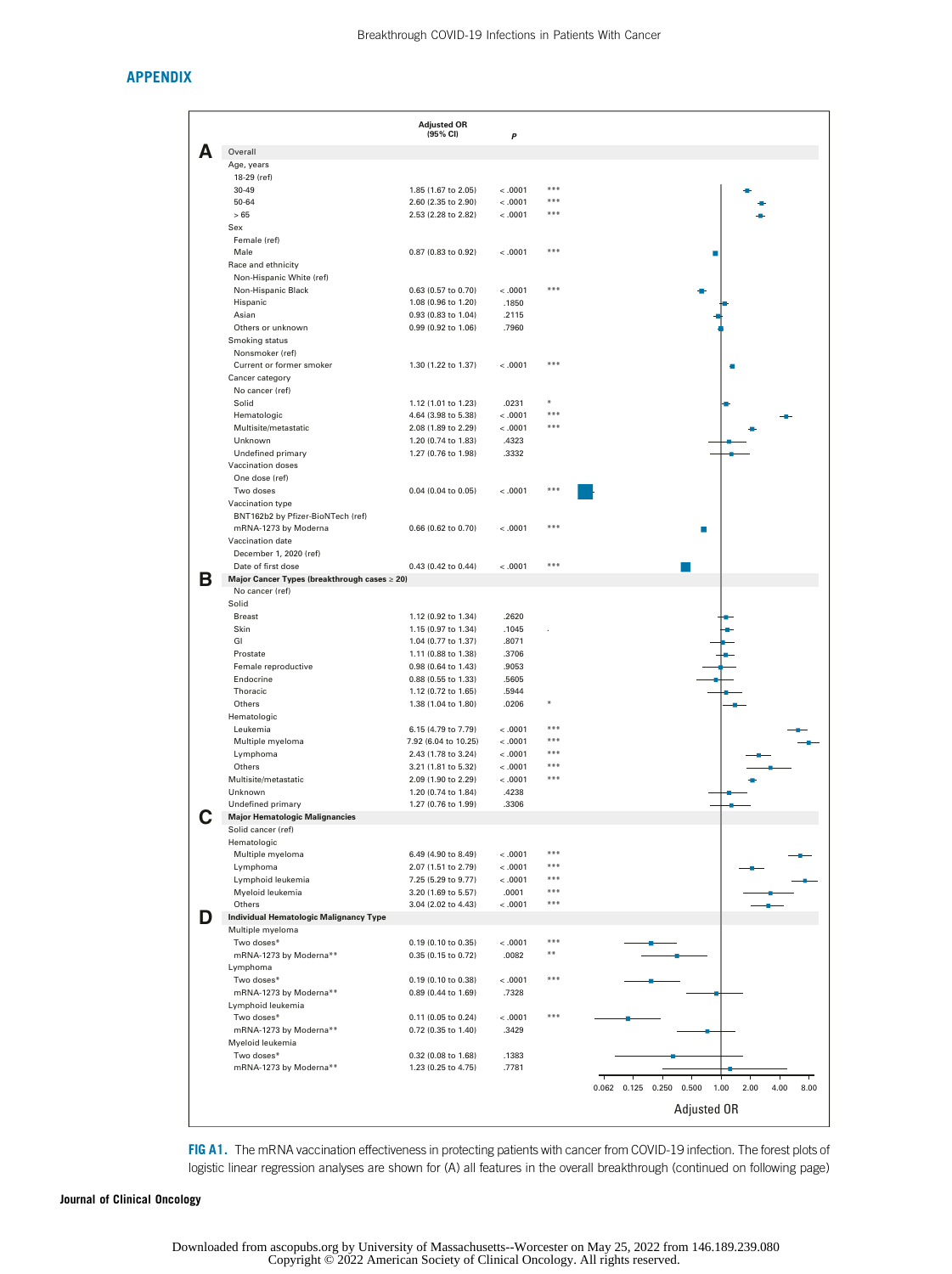## APPENDIX

| | Adjusted OR (95% CI) | *P* | |
|---|---|---|---|
| **A** Overall | | | |
| Age, years | | | |
| 18-29 (ref) | | | |
| 30-49 | 1.85 (1.67 to 2.05) | < .0001 | *** |
| 50-64 | 2.60 (2.35 to 2.90) | < .0001 | *** |
| > 65 | 2.53 (2.28 to 2.82) | < .0001 | *** |
| Sex | | | |
| Female (ref) | | | |
| Male | 0.87 (0.83 to 0.92) | < .0001 | *** |
| Race and ethnicity | | | |
| Non-Hispanic White (ref) | | | |
| Non-Hispanic Black | 0.63 (0.57 to 0.70) | < .0001 | *** |
| Hispanic | 1.08 (0.96 to 1.20) | .1850 | |
| Asian | 0.93 (0.83 to 1.04) | .2115 | |
| Others or unknown | 0.99 (0.92 to 1.06) | .7960 | |
| Smoking status | | | |
| Nonsmoker (ref) | | | |
| Current or former smoker | 1.30 (1.22 to 1.37) | < .0001 | *** |
| Cancer category | | | |
| No cancer (ref) | | | |
| Solid | 1.12 (1.01 to 1.23) | .0231 | * |
| Hematologic | 4.64 (3.98 to 5.38) | < .0001 | *** |
| Multisite/metastatic | 2.08 (1.89 to 2.29) | < .0001 | *** |
| Unknown | 1.20 (0.74 to 1.83) | .4323 | |
| Undefined primary | 1.27 (0.76 to 1.98) | .3332 | |
| Vaccination doses | | | |
| One dose (ref) | | | |
| Two doses | 0.04 (0.04 to 0.05) | < .0001 | *** |
| Vaccination type | | | |
| BNT162b2 by Pfizer-BioNTech (ref) | | | |
| mRNA-1273 by Moderna | 0.66 (0.62 to 0.70) | < .0001 | *** |
| Vaccination date | | | |
| December 1, 2020 (ref) | | | |
| Date of first dose | 0.43 (0.42 to 0.44) | < .0001 | *** |
| **B Major Cancer Types (breakthrough cases ≥ 20)** | | | |
| No cancer (ref) | | | |
| Solid | | | |
| Breast | 1.12 (0.92 to 1.34) | .2620 | |
| Skin | 1.15 (0.97 to 1.34) | .1045 | . |
| GI | 1.04 (0.77 to 1.37) | .8071 | |
| Prostate | 1.11 (0.88 to 1.38) | .3706 | |
| Female reproductive | 0.98 (0.64 to 1.43) | .9053 | |
| Endocrine | 0.88 (0.55 to 1.33) | .5605 | |
| Thoracic | 1.12 (0.72 to 1.65) | .5944 | |
| Others | 1.38 (1.04 to 1.80) | .0206 | * |
| Hematologic | | | |
| Leukemia | 6.15 (4.79 to 7.79) | < .0001 | *** |
| Multiple myeloma | 7.92 (6.04 to 10.25) | < .0001 | *** |
| Lymphoma | 2.43 (1.78 to 3.24) | < .0001 | *** |
| Others | 3.21 (1.81 to 5.32) | < .0001 | *** |
| Multisite/metastatic | 2.09 (1.90 to 2.29) | < .0001 | *** |
| Unknown | 1.20 (0.74 to 1.84) | .4238 | |
| Undefined primary | 1.27 (0.76 to 1.99) | .3306 | |
| **C Major Hematologic Malignancies** | | | |
| Solid cancer (ref) | | | |
| Hematologic | | | |
| Multiple myeloma | 6.49 (4.90 to 8.49) | < .0001 | *** |
| Lymphoma | 2.07 (1.51 to 2.79) | < .0001 | *** |
| Lymphoid leukemia | 7.25 (5.29 to 9.77) | < .0001 | *** |
| Myeloid leukemia | 3.20 (1.69 to 5.57) | .0001 | *** |
| Others | 3.04 (2.02 to 4.43) | < .0001 | *** |
| **D Individual Hematologic Malignancy Type** | | | |
| Multiple myeloma | | | |
| Two doses* | 0.19 (0.10 to 0.35) | < .0001 | *** |
| mRNA-1273 by Moderna** | 0.35 (0.15 to 0.72) | .0082 | ** |
| Lymphoma | | | |
| Two doses* | 0.19 (0.10 to 0.38) | < .0001 | *** |
| mRNA-1273 by Moderna** | 0.89 (0.44 to 1.69) | .7328 | |
| Lymphoid leukemia | | | |
| Two doses* | 0.11 (0.05 to 0.24) | < .0001 | *** |
| mRNA-1273 by Moderna** | 0.72 (0.35 to 1.40) | .3429 | |
| Myeloid leukemia | | | |
| Two doses* | 0.32 (0.08 to 1.68) | .1383 | |
| mRNA-1273 by Moderna** | 1.23 (0.25 to 4.75) | .7781 | |

Adjusted OR (axis: 0.062, 0.125, 0.250, 0.500, 1.00, 2.00, 4.00, 8.00)

**FIG A1.** The mRNA vaccination effectiveness in protecting patients with cancer from COVID-19 infection. The forest plots of logistic linear regression analyses are shown for (A) all features in the overall breakthrough (continued on following page)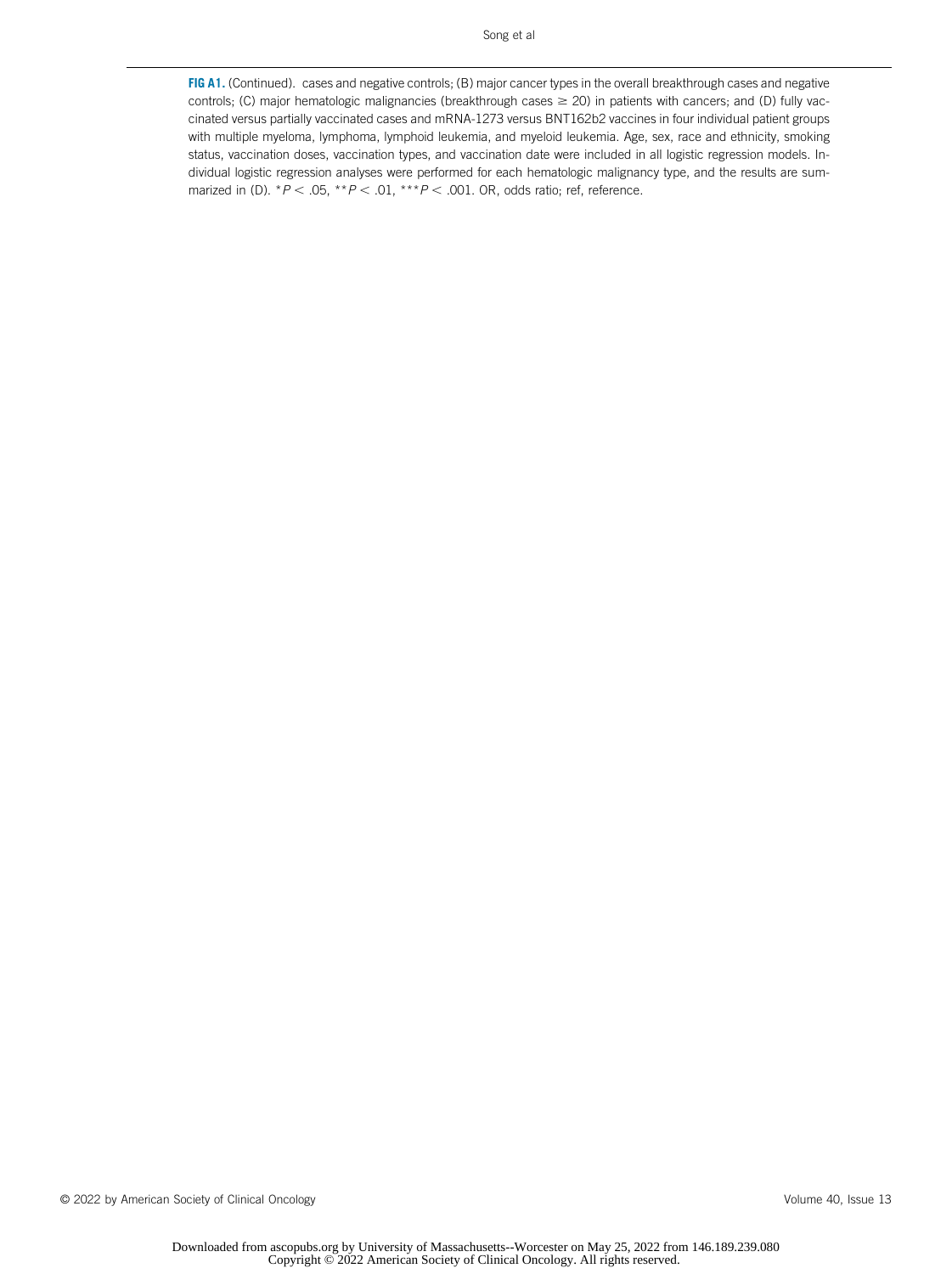**FIG A1.** (Continued). cases and negative controls; (B) major cancer types in the overall breakthrough cases and negative controls; (C) major hematologic malignancies (breakthrough cases ≥ 20) in patients with cancers; and (D) fully vaccinated versus partially vaccinated cases and mRNA-1273 versus BNT162b2 vaccines in four individual patient groups with multiple myeloma, lymphoma, lymphoid leukemia, and myeloid leukemia. Age, sex, race and ethnicity, smoking status, vaccination doses, vaccination types, and vaccination date were included in all logistic regression models. Individual logistic regression analyses were performed for each hematologic malignancy type, and the results are summarized in (D). *$P < .05$, **$P < .01$, ***$P < .001$. OR, odds ratio; ref, reference.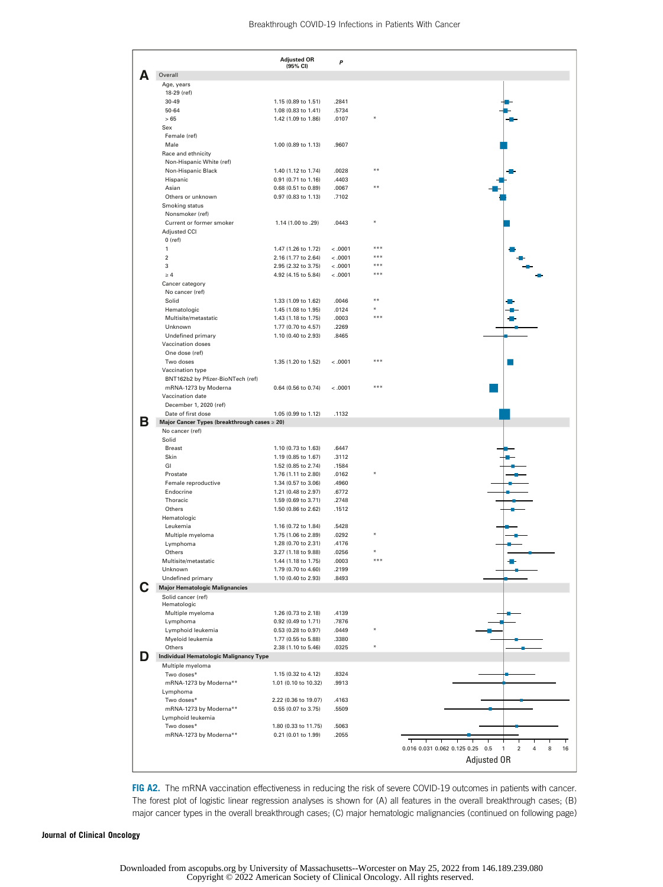| | Adjusted OR (95% CI) | *P* | |
|---|---|---|---|
| **A Overall** | | | |
| Age, years | | | |
| 18-29 (ref) | | | |
| 30-49 | 1.15 (0.89 to 1.51) | .2841 | |
| 50-64 | 1.08 (0.83 to 1.41) | .5734 | |
| > 65 | 1.42 (1.09 to 1.86) | .0107 | * |
| Sex | | | |
| Female (ref) | | | |
| Male | 1.00 (0.89 to 1.13) | .9607 | |
| Race and ethnicity | | | |
| Non-Hispanic White (ref) | | | |
| Non-Hispanic Black | 1.40 (1.12 to 1.74) | .0028 | ** |
| Hispanic | 0.91 (0.71 to 1.16) | .4403 | |
| Asian | 0.68 (0.51 to 0.89) | .0067 | ** |
| Others or unknown | 0.97 (0.83 to 1.13) | .7102 | |
| Smoking status | | | |
| Nonsmoker (ref) | | | |
| Current or former smoker | 1.14 (1.00 to .29) | .0443 | * |
| Adjusted CCI | | | |
| 0 (ref) | | | |
| 1 | 1.47 (1.26 to 1.72) | < .0001 | *** |
| 2 | 2.16 (1.77 to 2.64) | < .0001 | *** |
| 3 | 2.95 (2.32 to 3.75) | < .0001 | *** |
| ≥ 4 | 4.92 (4.15 to 5.84) | < .0001 | *** |
| Cancer category | | | |
| No cancer (ref) | | | |
| Solid | 1.33 (1.09 to 1.62) | .0046 | ** |
| Hematologic | 1.45 (1.08 to 1.95) | .0124 | * |
| Multisite/metastatic | 1.43 (1.18 to 1.75) | .0003 | *** |
| Unknown | 1.77 (0.70 to 4.57) | .2269 | |
| Undefined primary | 1.10 (0.40 to 2.93) | .8465 | |
| Vaccination doses | | | |
| One dose (ref) | | | |
| Two doses | 1.35 (1.20 to 1.52) | < .0001 | *** |
| Vaccination type | | | |
| BNT162b2 by Pfizer-BioNTech (ref) | | | |
| mRNA-1273 by Moderna | 0.64 (0.56 to 0.74) | < .0001 | *** |
| Vaccination date | | | |
| December 1, 2020 (ref) | | | |
| Date of first dose | 1.05 (0.99 to 1.12) | .1132 | |
| **B Major Cancer Types (breakthrough cases ≥ 20)** | | | |
| No cancer (ref) | | | |
| Solid | | | |
| Breast | 1.10 (0.73 to 1.63) | .6447 | |
| Skin | 1.19 (0.85 to 1.67) | .3112 | |
| GI | 1.52 (0.85 to 2.74) | .1584 | |
| Prostate | 1.76 (1.11 to 2.80) | .0162 | * |
| Female reproductive | 1.34 (0.57 to 3.06) | .4960 | |
| Endocrine | 1.21 (0.48 to 2.97) | .6772 | |
| Thoracic | 1.59 (0.69 to 3.71) | .2748 | |
| Others | 1.50 (0.86 to 2.62) | .1512 | |
| Hematologic | | | |
| Leukemia | 1.16 (0.72 to 1.84) | .5428 | |
| Multiple myeloma | 1.75 (1.06 to 2.89) | .0292 | * |
| Lymphoma | 1.28 (0.70 to 2.31) | .4176 | |
| Others | 3.27 (1.18 to 9.88) | .0256 | * |
| Multisite/metastatic | 1.44 (1.18 to 1.75) | .0003 | *** |
| Unknown | 1.79 (0.70 to 4.60) | .2199 | |
| Undefined primary | 1.10 (0.40 to 2.93) | .8493 | |
| **C Major Hematologic Malignancies** | | | |
| Solid cancer (ref) | | | |
| Hematologic | | | |
| Multiple myeloma | 1.26 (0.73 to 2.18) | .4139 | |
| Lymphoma | 0.92 (0.49 to 1.71) | .7876 | |
| Lymphoid leukemia | 0.53 (0.28 to 0.97) | .0449 | * |
| Myeloid leukemia | 1.77 (0.55 to 5.88) | .3380 | |
| Others | 2.38 (1.10 to 5.46) | .0325 | * |
| **D Individual Hematologic Malignancy Type** | | | |
| Multiple myeloma | | | |
| Two doses* | 1.15 (0.32 to 4.12) | .8324 | |
| mRNA-1273 by Moderna** | 1.01 (0.10 to 10.32) | .9913 | |
| Lymphoma | | | |
| Two doses* | 2.22 (0.36 to 19.07) | .4163 | |
| mRNA-1273 by Moderna** | 0.55 (0.07 to 3.75) | .5509 | |
| Lymphoid leukemia | | | |
| Two doses* | 1.80 (0.33 to 11.75) | .5063 | |
| mRNA-1273 by Moderna** | 0.21 (0.01 to 1.99) | .2055 | |

Adjusted OR (axis: 0.016 0.031 0.062 0.125 0.25 0.5 1 2 4 8 16)

**FIG A2.** The mRNA vaccination effectiveness in reducing the risk of severe COVID-19 outcomes in patients with cancer. The forest plot of logistic linear regression analyses is shown for (A) all features in the overall breakthrough cases; (B) major cancer types in the overall breakthrough cases; (C) major hematologic malignancies (continued on following page)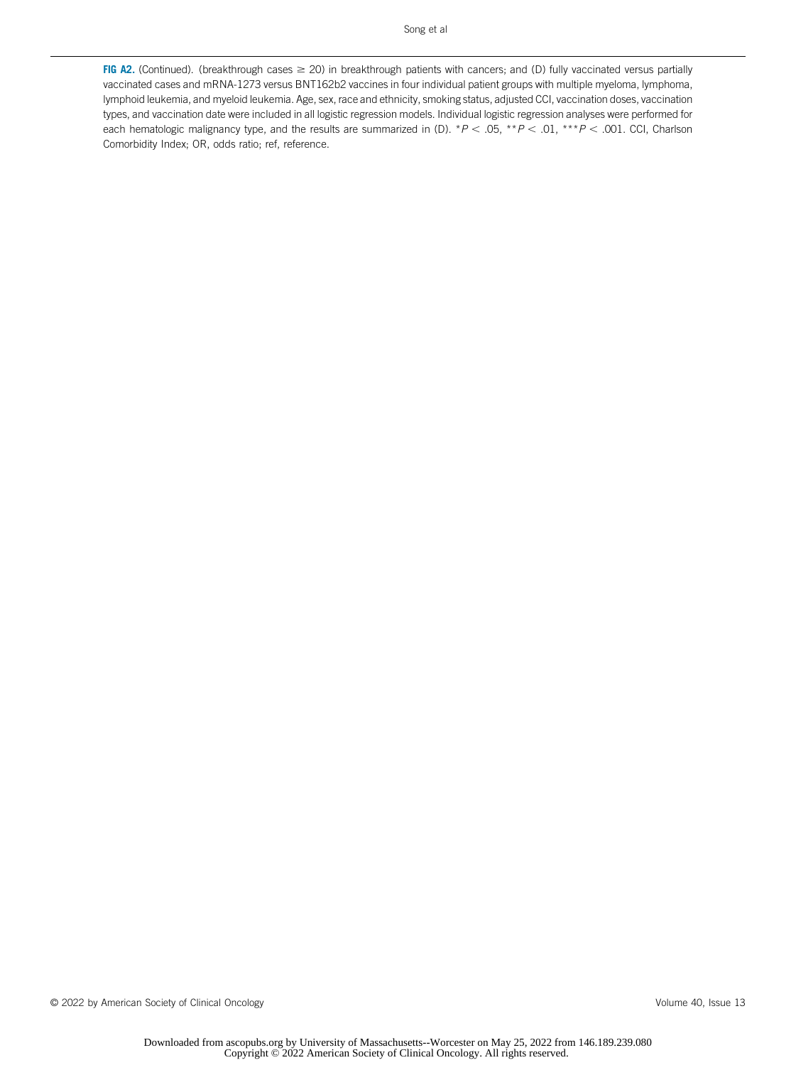**FIG A2.** (Continued). (breakthrough cases ≥ 20) in breakthrough patients with cancers; and (D) fully vaccinated versus partially vaccinated cases and mRNA-1273 versus BNT162b2 vaccines in four individual patient groups with multiple myeloma, lymphoma, lymphoid leukemia, and myeloid leukemia. Age, sex, race and ethnicity, smoking status, adjusted CCI, vaccination doses, vaccination types, and vaccination date were included in all logistic regression models. Individual logistic regression analyses were performed for each hematologic malignancy type, and the results are summarized in (D). $^*P < .05$, $^{**}P < .01$, $^{***}P < .001$. CCI, Charlson Comorbidity Index; OR, odds ratio; ref, reference.